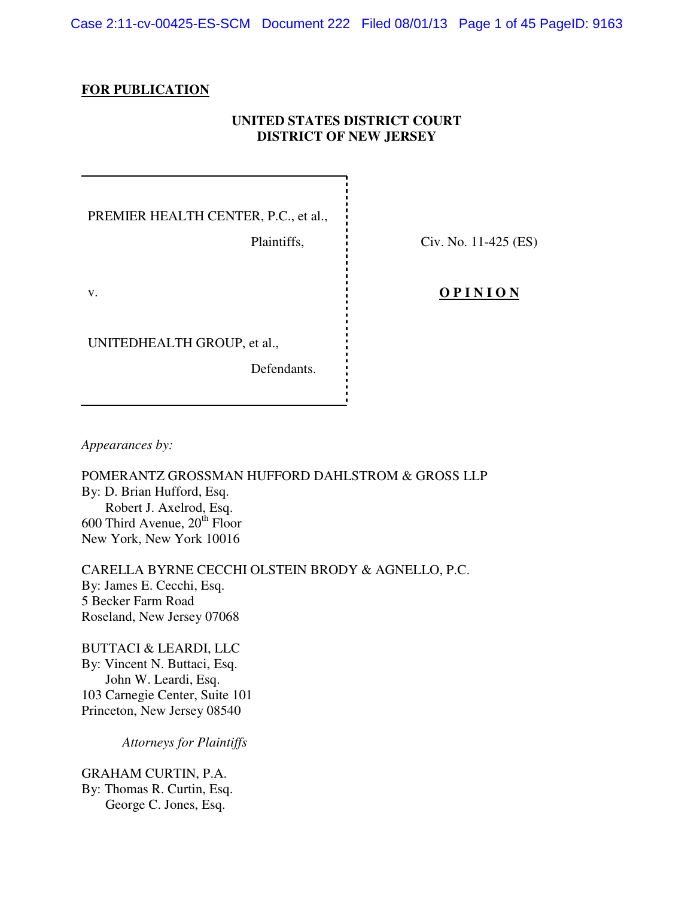**FOR PUBLICATION**

**UNITED STATES DISTRICT COURT**
**DISTRICT OF NEW JERSEY**

| | |
|---|---|
| PREMIER HEALTH CENTER, P.C., et al., Plaintiffs, | Civ. No. 11-425 (ES) |
| v. | **O P I N I O N** |
| UNITEDHEALTH GROUP, et al., Defendants. | |

*Appearances by:*

POMERANTZ GROSSMAN HUFFORD DAHLSTROM & GROSS LLP
By: D. Brian Hufford, Esq.
Robert J. Axelrod, Esq.
600 Third Avenue, 20th Floor
New York, New York 10016

CARELLA BYRNE CECCHI OLSTEIN BRODY & AGNELLO, P.C.
By: James E. Cecchi, Esq.
5 Becker Farm Road
Roseland, New Jersey 07068

BUTTACI & LEARDI, LLC
By: Vincent N. Buttaci, Esq.
John W. Leardi, Esq.
103 Carnegie Center, Suite 101
Princeton, New Jersey 08540

*Attorneys for Plaintiffs*

GRAHAM CURTIN, P.A.
By: Thomas R. Curtin, Esq.
George C. Jones, Esq.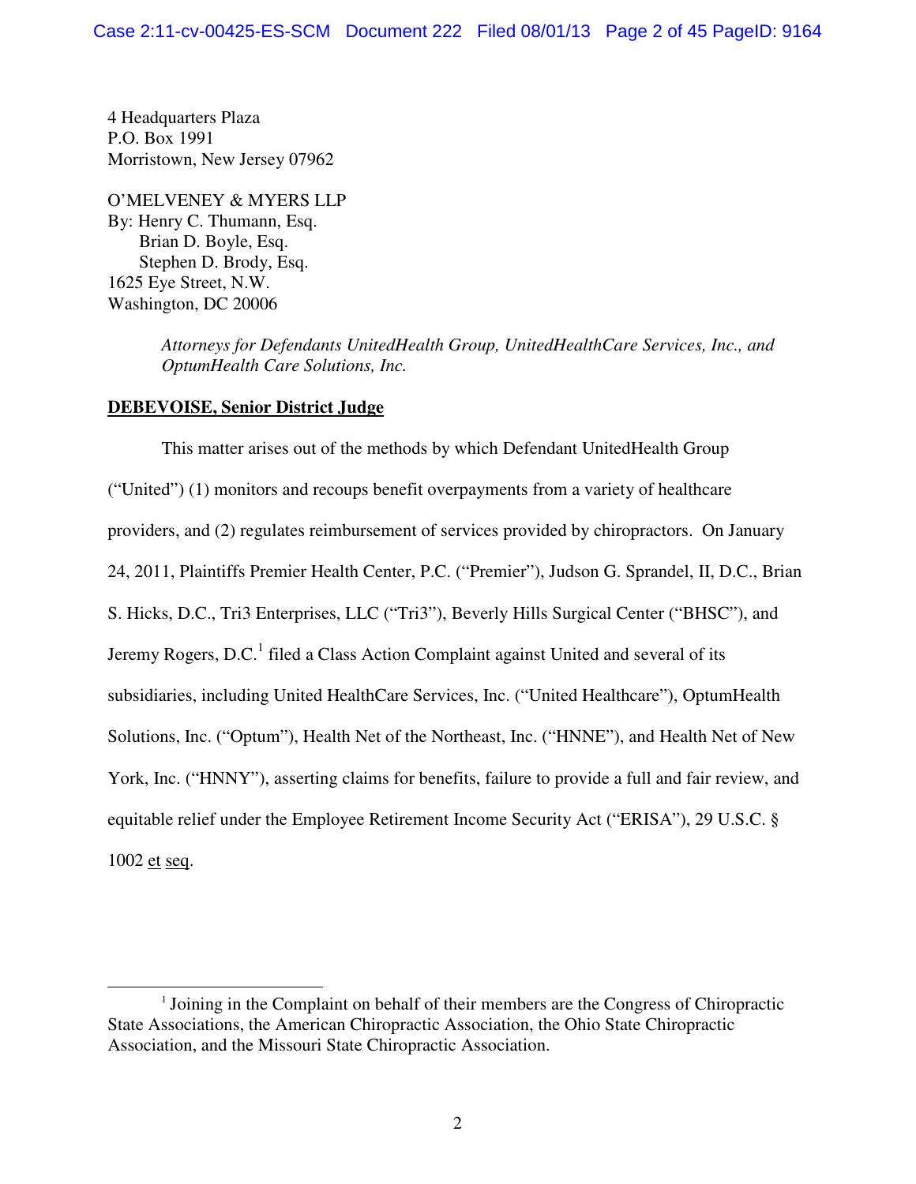4 Headquarters Plaza
P.O. Box 1991
Morristown, New Jersey 07962

O'MELVENEY & MYERS LLP
By: Henry C. Thumann, Esq.
Brian D. Boyle, Esq.
Stephen D. Brody, Esq.
1625 Eye Street, N.W.
Washington, DC 20006

*Attorneys for Defendants UnitedHealth Group, UnitedHealthCare Services, Inc., and OptumHealth Care Solutions, Inc.*

**DEBEVOISE, Senior District Judge**

This matter arises out of the methods by which Defendant UnitedHealth Group ("United") (1) monitors and recoups benefit overpayments from a variety of healthcare providers, and (2) regulates reimbursement of services provided by chiropractors. On January 24, 2011, Plaintiffs Premier Health Center, P.C. ("Premier"), Judson G. Sprandel, II, D.C., Brian S. Hicks, D.C., Tri3 Enterprises, LLC ("Tri3"), Beverly Hills Surgical Center ("BHSC"), and Jeremy Rogers, D.C.[1] filed a Class Action Complaint against United and several of its subsidiaries, including United HealthCare Services, Inc. ("United Healthcare"), OptumHealth Solutions, Inc. ("Optum"), Health Net of the Northeast, Inc. ("HNNE"), and Health Net of New York, Inc. ("HNNY"), asserting claims for benefits, failure to provide a full and fair review, and equitable relief under the Employee Retirement Income Security Act ("ERISA"), 29 U.S.C. § 1002 et seq.

[1] Joining in the Complaint on behalf of their members are the Congress of Chiropractic State Associations, the American Chiropractic Association, the Ohio State Chiropractic Association, and the Missouri State Chiropractic Association.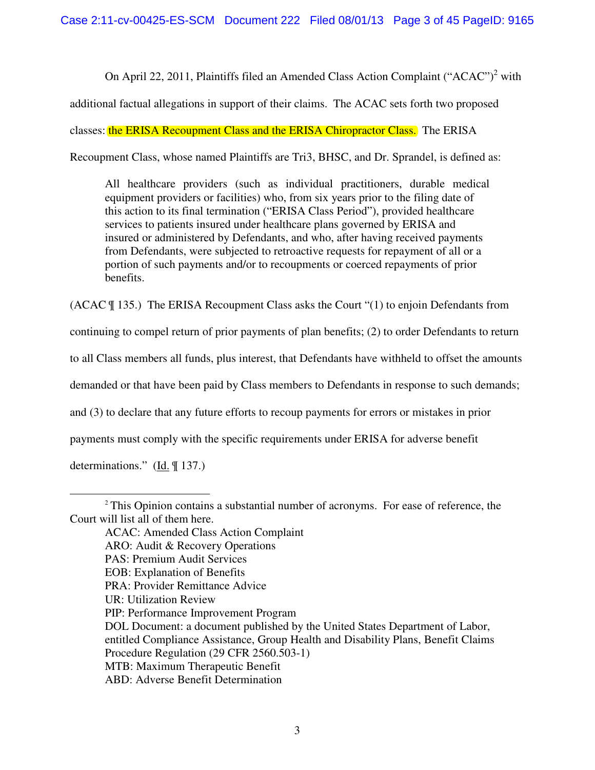On April 22, 2011, Plaintiffs filed an Amended Class Action Complaint ("ACAC")[2] with additional factual allegations in support of their claims. The ACAC sets forth two proposed classes: the ERISA Recoupment Class and the ERISA Chiropractor Class. The ERISA Recoupment Class, whose named Plaintiffs are Tri3, BHSC, and Dr. Sprandel, is defined as:

> All healthcare providers (such as individual practitioners, durable medical equipment providers or facilities) who, from six years prior to the filing date of this action to its final termination ("ERISA Class Period"), provided healthcare services to patients insured under healthcare plans governed by ERISA and insured or administered by Defendants, and who, after having received payments from Defendants, were subjected to retroactive requests for repayment of all or a portion of such payments and/or to recoupments or coerced repayments of prior benefits.

(ACAC ¶ 135.) The ERISA Recoupment Class asks the Court "(1) to enjoin Defendants from continuing to compel return of prior payments of plan benefits; (2) to order Defendants to return to all Class members all funds, plus interest, that Defendants have withheld to offset the amounts demanded or that have been paid by Class members to Defendants in response to such demands; and (3) to declare that any future efforts to recoup payments for errors or mistakes in prior payments must comply with the specific requirements under ERISA for adverse benefit determinations." (Id. ¶ 137.)

---

[2] This Opinion contains a substantial number of acronyms. For ease of reference, the Court will list all of them here.

ACAC: Amended Class Action Complaint
ARO: Audit & Recovery Operations
PAS: Premium Audit Services
EOB: Explanation of Benefits
PRA: Provider Remittance Advice
UR: Utilization Review
PIP: Performance Improvement Program
DOL Document: a document published by the United States Department of Labor, entitled Compliance Assistance, Group Health and Disability Plans, Benefit Claims Procedure Regulation (29 CFR 2560.503-1)
MTB: Maximum Therapeutic Benefit
ABD: Adverse Benefit Determination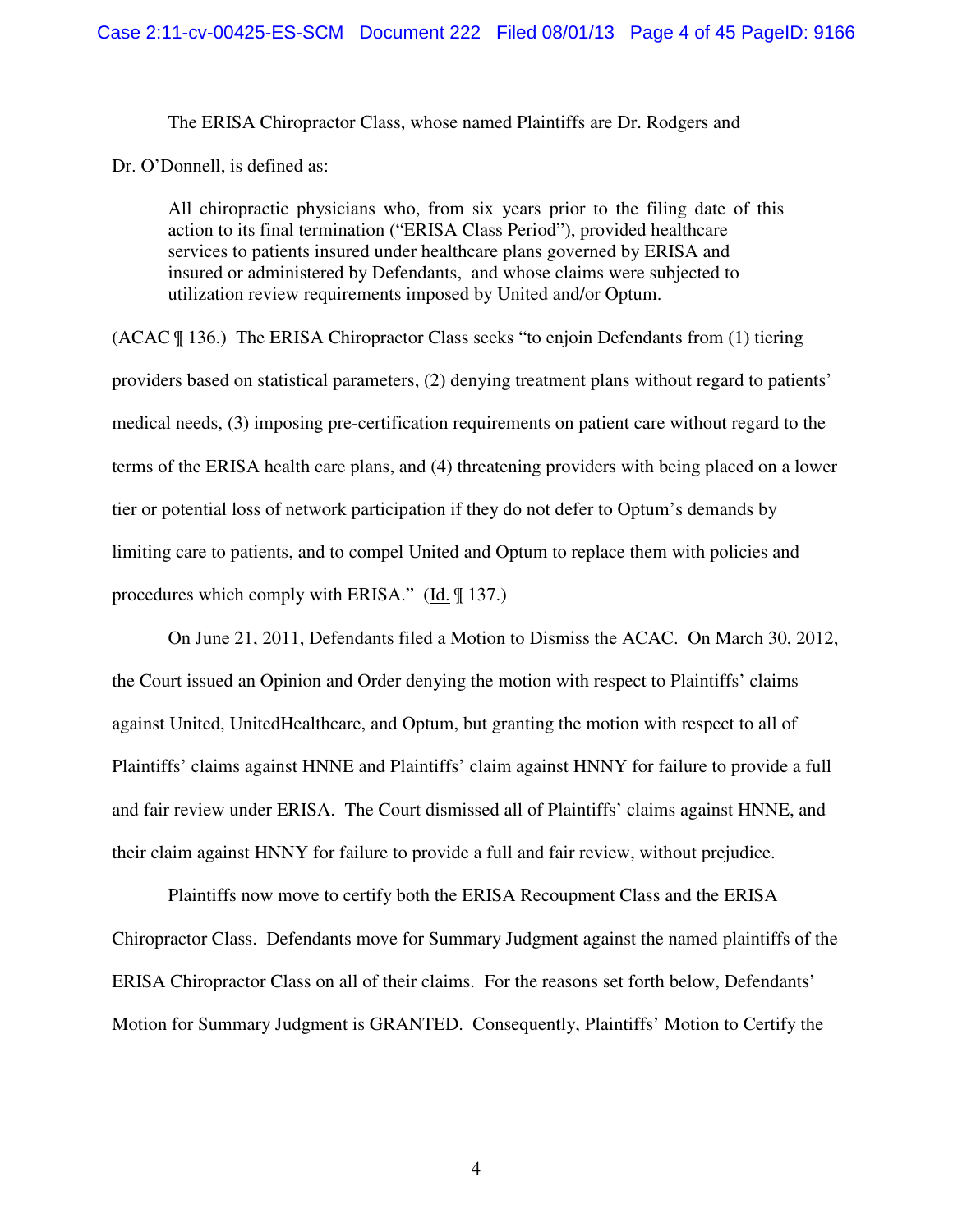The ERISA Chiropractor Class, whose named Plaintiffs are Dr. Rodgers and Dr. O'Donnell, is defined as:

> All chiropractic physicians who, from six years prior to the filing date of this action to its final termination ("ERISA Class Period"), provided healthcare services to patients insured under healthcare plans governed by ERISA and insured or administered by Defendants, and whose claims were subjected to utilization review requirements imposed by United and/or Optum.

(ACAC ¶ 136.) The ERISA Chiropractor Class seeks "to enjoin Defendants from (1) tiering providers based on statistical parameters, (2) denying treatment plans without regard to patients' medical needs, (3) imposing pre-certification requirements on patient care without regard to the terms of the ERISA health care plans, and (4) threatening providers with being placed on a lower tier or potential loss of network participation if they do not defer to Optum's demands by limiting care to patients, and to compel United and Optum to replace them with policies and procedures which comply with ERISA." (Id. ¶ 137.)

On June 21, 2011, Defendants filed a Motion to Dismiss the ACAC. On March 30, 2012, the Court issued an Opinion and Order denying the motion with respect to Plaintiffs' claims against United, UnitedHealthcare, and Optum, but granting the motion with respect to all of Plaintiffs' claims against HNNE and Plaintiffs' claim against HNNY for failure to provide a full and fair review under ERISA. The Court dismissed all of Plaintiffs' claims against HNNE, and their claim against HNNY for failure to provide a full and fair review, without prejudice.

Plaintiffs now move to certify both the ERISA Recoupment Class and the ERISA Chiropractor Class. Defendants move for Summary Judgment against the named plaintiffs of the ERISA Chiropractor Class on all of their claims. For the reasons set forth below, Defendants' Motion for Summary Judgment is GRANTED. Consequently, Plaintiffs' Motion to Certify the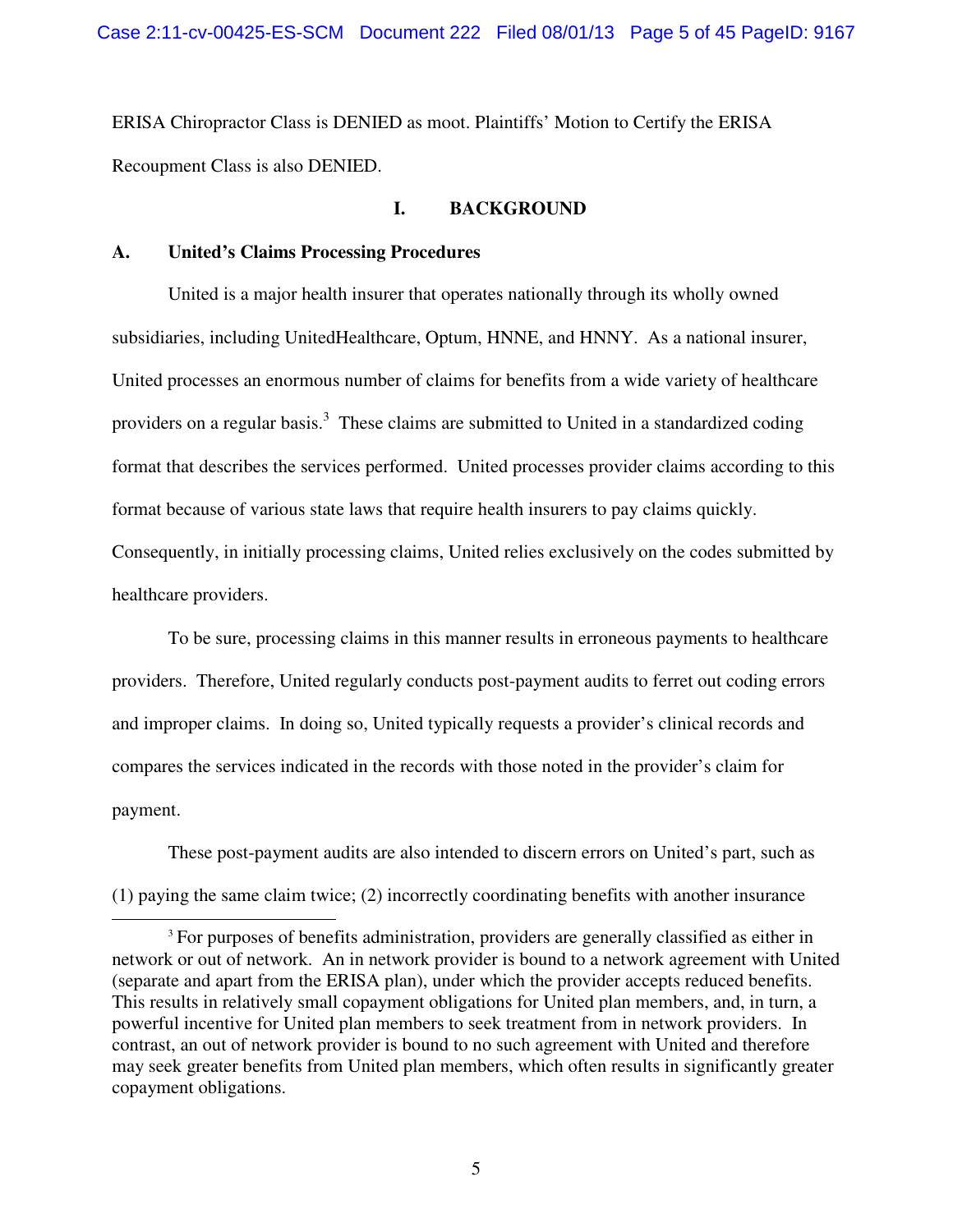ERISA Chiropractor Class is DENIED as moot. Plaintiffs' Motion to Certify the ERISA Recoupment Class is also DENIED.

## I. BACKGROUND

### A. United's Claims Processing Procedures

United is a major health insurer that operates nationally through its wholly owned subsidiaries, including UnitedHealthcare, Optum, HNNE, and HNNY. As a national insurer, United processes an enormous number of claims for benefits from a wide variety of healthcare providers on a regular basis.[3] These claims are submitted to United in a standardized coding format that describes the services performed. United processes provider claims according to this format because of various state laws that require health insurers to pay claims quickly. Consequently, in initially processing claims, United relies exclusively on the codes submitted by healthcare providers.

To be sure, processing claims in this manner results in erroneous payments to healthcare providers. Therefore, United regularly conducts post-payment audits to ferret out coding errors and improper claims. In doing so, United typically requests a provider's clinical records and compares the services indicated in the records with those noted in the provider's claim for payment.

These post-payment audits are also intended to discern errors on United's part, such as (1) paying the same claim twice; (2) incorrectly coordinating benefits with another insurance

[3] For purposes of benefits administration, providers are generally classified as either in network or out of network. An in network provider is bound to a network agreement with United (separate and apart from the ERISA plan), under which the provider accepts reduced benefits. This results in relatively small copayment obligations for United plan members, and, in turn, a powerful incentive for United plan members to seek treatment from in network providers. In contrast, an out of network provider is bound to no such agreement with United and therefore may seek greater benefits from United plan members, which often results in significantly greater copayment obligations.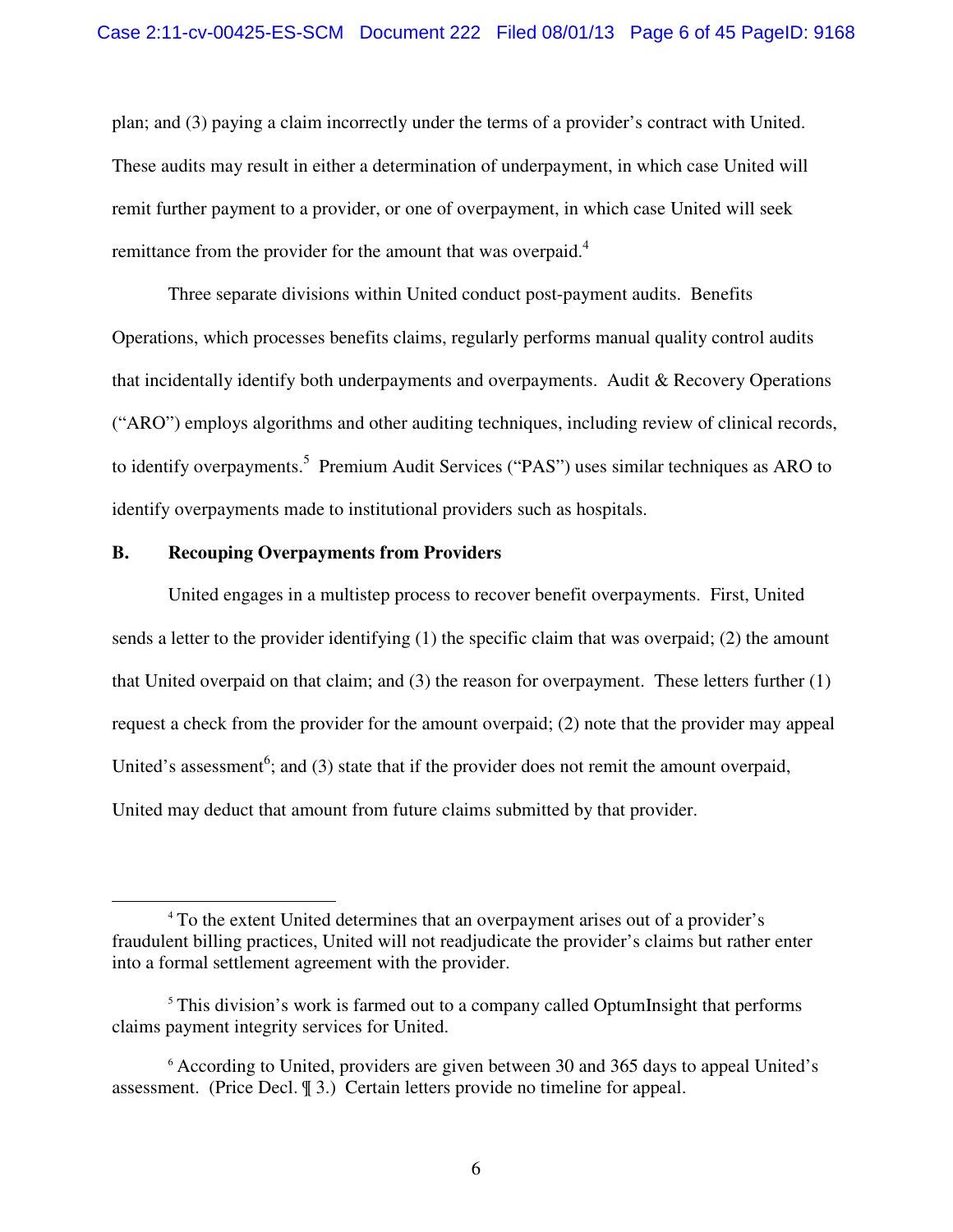plan; and (3) paying a claim incorrectly under the terms of a provider's contract with United. These audits may result in either a determination of underpayment, in which case United will remit further payment to a provider, or one of overpayment, in which case United will seek remittance from the provider for the amount that was overpaid.[4]

Three separate divisions within United conduct post-payment audits. Benefits Operations, which processes benefits claims, regularly performs manual quality control audits that incidentally identify both underpayments and overpayments. Audit & Recovery Operations ("ARO") employs algorithms and other auditing techniques, including review of clinical records, to identify overpayments.[5] Premium Audit Services ("PAS") uses similar techniques as ARO to identify overpayments made to institutional providers such as hospitals.

**B. Recouping Overpayments from Providers**

United engages in a multistep process to recover benefit overpayments. First, United sends a letter to the provider identifying (1) the specific claim that was overpaid; (2) the amount that United overpaid on that claim; and (3) the reason for overpayment. These letters further (1) request a check from the provider for the amount overpaid; (2) note that the provider may appeal United's assessment[6]; and (3) state that if the provider does not remit the amount overpaid, United may deduct that amount from future claims submitted by that provider.

---

[4] To the extent United determines that an overpayment arises out of a provider's fraudulent billing practices, United will not readjudicate the provider's claims but rather enter into a formal settlement agreement with the provider.

[5] This division's work is farmed out to a company called OptumInsight that performs claims payment integrity services for United.

[6] According to United, providers are given between 30 and 365 days to appeal United's assessment. (Price Decl. ¶ 3.) Certain letters provide no timeline for appeal.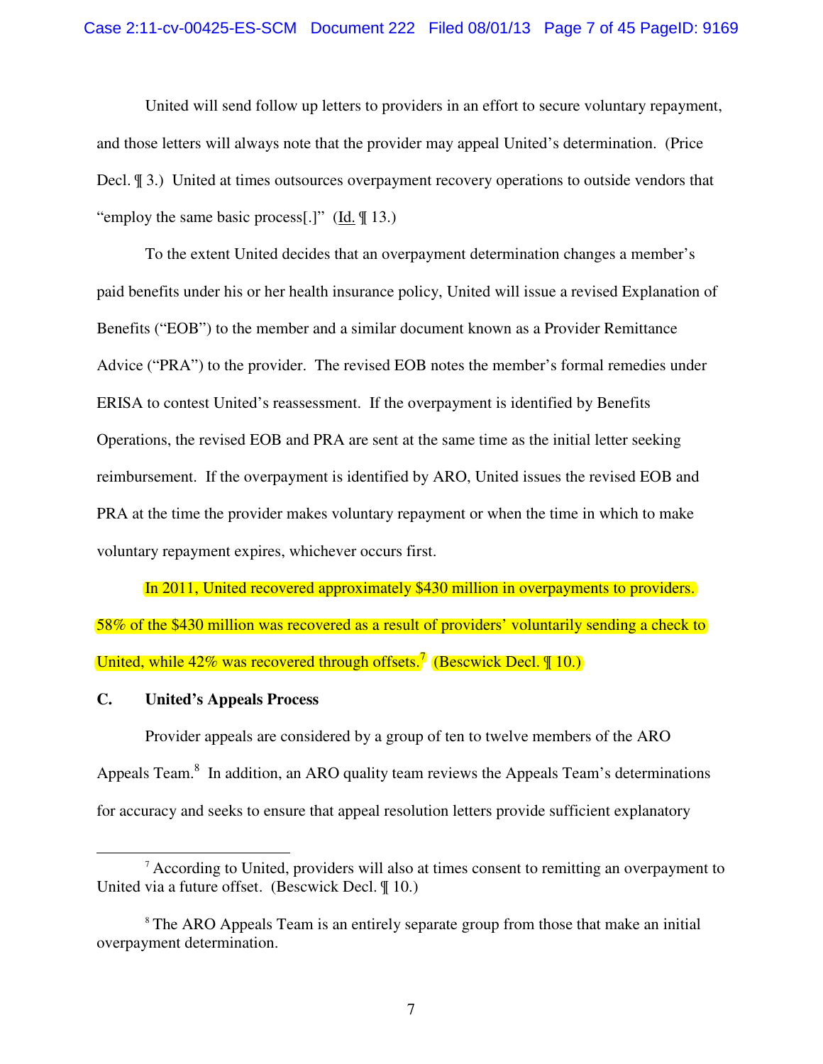United will send follow up letters to providers in an effort to secure voluntary repayment, and those letters will always note that the provider may appeal United's determination. (Price Decl. ¶ 3.) United at times outsources overpayment recovery operations to outside vendors that "employ the same basic process[.]" (Id. ¶ 13.)

To the extent United decides that an overpayment determination changes a member's paid benefits under his or her health insurance policy, United will issue a revised Explanation of Benefits ("EOB") to the member and a similar document known as a Provider Remittance Advice ("PRA") to the provider. The revised EOB notes the member's formal remedies under ERISA to contest United's reassessment. If the overpayment is identified by Benefits Operations, the revised EOB and PRA are sent at the same time as the initial letter seeking reimbursement. If the overpayment is identified by ARO, United issues the revised EOB and PRA at the time the provider makes voluntary repayment or when the time in which to make voluntary repayment expires, whichever occurs first.

In 2011, United recovered approximately $430 million in overpayments to providers. 58% of the $430 million was recovered as a result of providers' voluntarily sending a check to United, while 42% was recovered through offsets.[7] (Bescwick Decl. ¶ 10.)

**C. United's Appeals Process**

Provider appeals are considered by a group of ten to twelve members of the ARO Appeals Team.[8] In addition, an ARO quality team reviews the Appeals Team's determinations for accuracy and seeks to ensure that appeal resolution letters provide sufficient explanatory

---

[7] According to United, providers will also at times consent to remitting an overpayment to United via a future offset. (Bescwick Decl. ¶ 10.)

[8] The ARO Appeals Team is an entirely separate group from those that make an initial overpayment determination.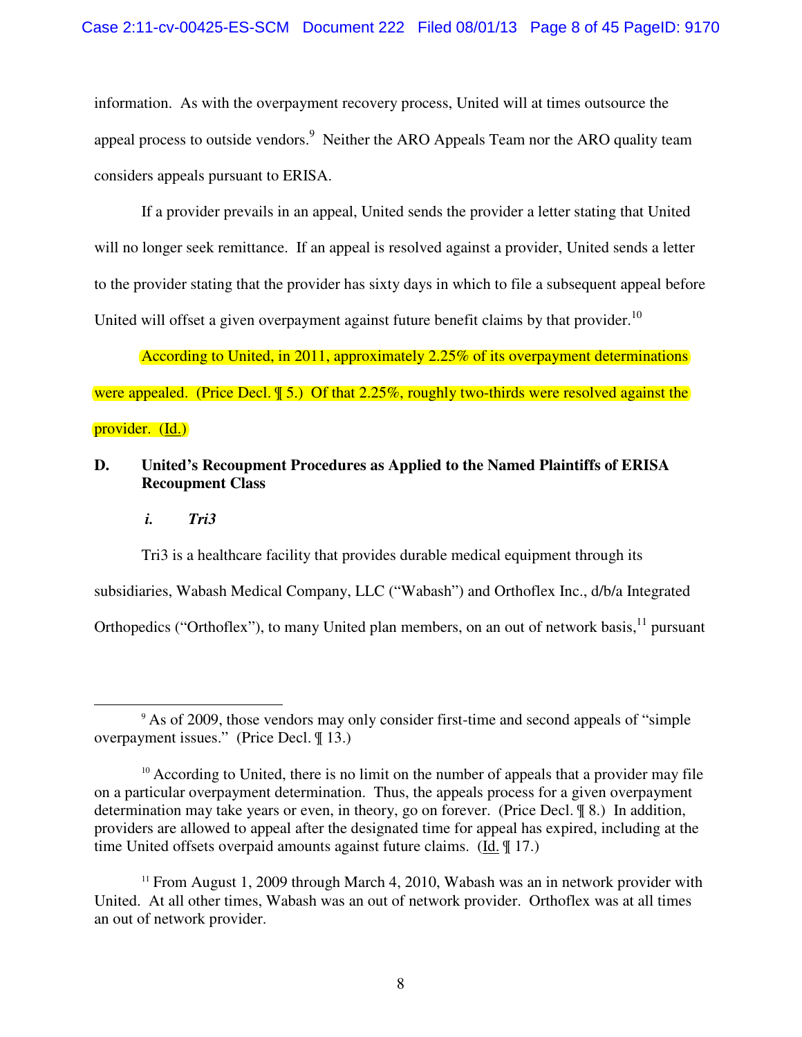information. As with the overpayment recovery process, United will at times outsource the appeal process to outside vendors.[9] Neither the ARO Appeals Team nor the ARO quality team considers appeals pursuant to ERISA.

If a provider prevails in an appeal, United sends the provider a letter stating that United will no longer seek remittance. If an appeal is resolved against a provider, United sends a letter to the provider stating that the provider has sixty days in which to file a subsequent appeal before United will offset a given overpayment against future benefit claims by that provider.[10]

According to United, in 2011, approximately 2.25% of its overpayment determinations were appealed. (Price Decl. ¶ 5.) Of that 2.25%, roughly two-thirds were resolved against the provider. (Id.)

### D. United's Recoupment Procedures as Applied to the Named Plaintiffs of ERISA Recoupment Class

#### *i. Tri3*

Tri3 is a healthcare facility that provides durable medical equipment through its subsidiaries, Wabash Medical Company, LLC ("Wabash") and Orthoflex Inc., d/b/a Integrated Orthopedics ("Orthoflex"), to many United plan members, on an out of network basis,[11] pursuant

---

[9] As of 2009, those vendors may only consider first-time and second appeals of "simple overpayment issues." (Price Decl. ¶ 13.)

[10] According to United, there is no limit on the number of appeals that a provider may file on a particular overpayment determination. Thus, the appeals process for a given overpayment determination may take years or even, in theory, go on forever. (Price Decl. ¶ 8.) In addition, providers are allowed to appeal after the designated time for appeal has expired, including at the time United offsets overpaid amounts against future claims. (Id. ¶ 17.)

[11] From August 1, 2009 through March 4, 2010, Wabash was an in network provider with United. At all other times, Wabash was an out of network provider. Orthoflex was at all times an out of network provider.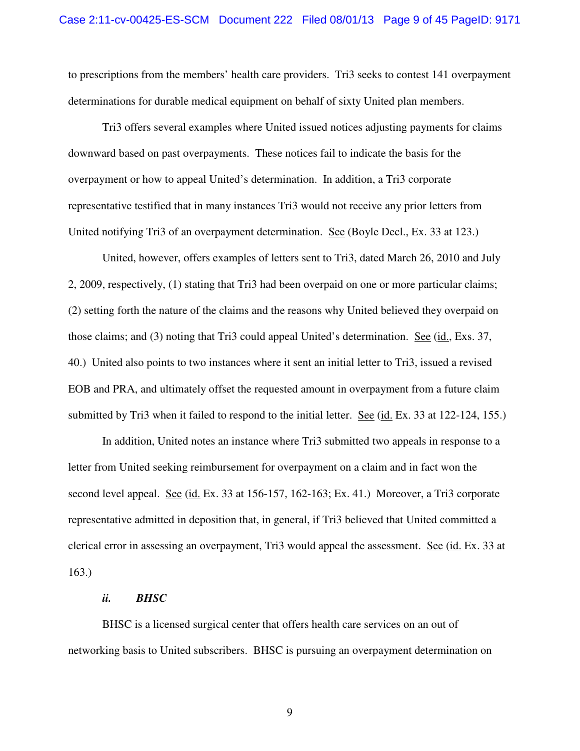to prescriptions from the members' health care providers. Tri3 seeks to contest 141 overpayment determinations for durable medical equipment on behalf of sixty United plan members.

Tri3 offers several examples where United issued notices adjusting payments for claims downward based on past overpayments. These notices fail to indicate the basis for the overpayment or how to appeal United's determination. In addition, a Tri3 corporate representative testified that in many instances Tri3 would not receive any prior letters from United notifying Tri3 of an overpayment determination. See (Boyle Decl., Ex. 33 at 123.)

United, however, offers examples of letters sent to Tri3, dated March 26, 2010 and July 2, 2009, respectively, (1) stating that Tri3 had been overpaid on one or more particular claims; (2) setting forth the nature of the claims and the reasons why United believed they overpaid on those claims; and (3) noting that Tri3 could appeal United's determination. See (id., Exs. 37, 40.) United also points to two instances where it sent an initial letter to Tri3, issued a revised EOB and PRA, and ultimately offset the requested amount in overpayment from a future claim submitted by Tri3 when it failed to respond to the initial letter. See (id. Ex. 33 at 122-124, 155.)

In addition, United notes an instance where Tri3 submitted two appeals in response to a letter from United seeking reimbursement for overpayment on a claim and in fact won the second level appeal. See (id. Ex. 33 at 156-157, 162-163; Ex. 41.) Moreover, a Tri3 corporate representative admitted in deposition that, in general, if Tri3 believed that United committed a clerical error in assessing an overpayment, Tri3 would appeal the assessment. See (id. Ex. 33 at 163.)

***ii. BHSC***

BHSC is a licensed surgical center that offers health care services on an out of networking basis to United subscribers. BHSC is pursuing an overpayment determination on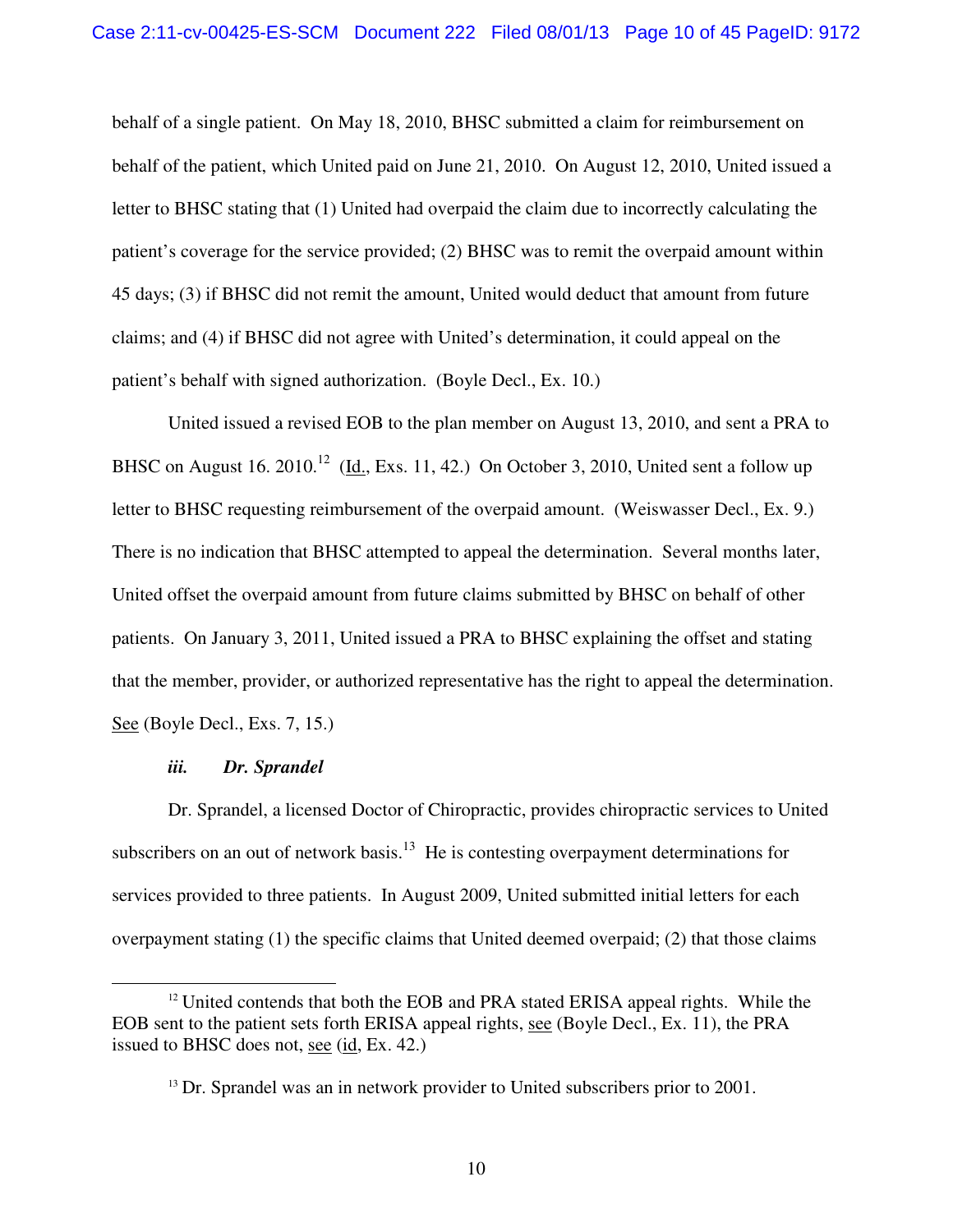behalf of a single patient. On May 18, 2010, BHSC submitted a claim for reimbursement on behalf of the patient, which United paid on June 21, 2010. On August 12, 2010, United issued a letter to BHSC stating that (1) United had overpaid the claim due to incorrectly calculating the patient's coverage for the service provided; (2) BHSC was to remit the overpaid amount within 45 days; (3) if BHSC did not remit the amount, United would deduct that amount from future claims; and (4) if BHSC did not agree with United's determination, it could appeal on the patient's behalf with signed authorization. (Boyle Decl., Ex. 10.)

United issued a revised EOB to the plan member on August 13, 2010, and sent a PRA to BHSC on August 16. 2010.[12] (Id., Exs. 11, 42.) On October 3, 2010, United sent a follow up letter to BHSC requesting reimbursement of the overpaid amount. (Weiswasser Decl., Ex. 9.) There is no indication that BHSC attempted to appeal the determination. Several months later, United offset the overpaid amount from future claims submitted by BHSC on behalf of other patients. On January 3, 2011, United issued a PRA to BHSC explaining the offset and stating that the member, provider, or authorized representative has the right to appeal the determination. See (Boyle Decl., Exs. 7, 15.)

***iii. Dr. Sprandel***

Dr. Sprandel, a licensed Doctor of Chiropractic, provides chiropractic services to United subscribers on an out of network basis.[13] He is contesting overpayment determinations for services provided to three patients. In August 2009, United submitted initial letters for each overpayment stating (1) the specific claims that United deemed overpaid; (2) that those claims

---

[12] United contends that both the EOB and PRA stated ERISA appeal rights. While the EOB sent to the patient sets forth ERISA appeal rights, see (Boyle Decl., Ex. 11), the PRA issued to BHSC does not, see (id, Ex. 42.)

[13] Dr. Sprandel was an in network provider to United subscribers prior to 2001.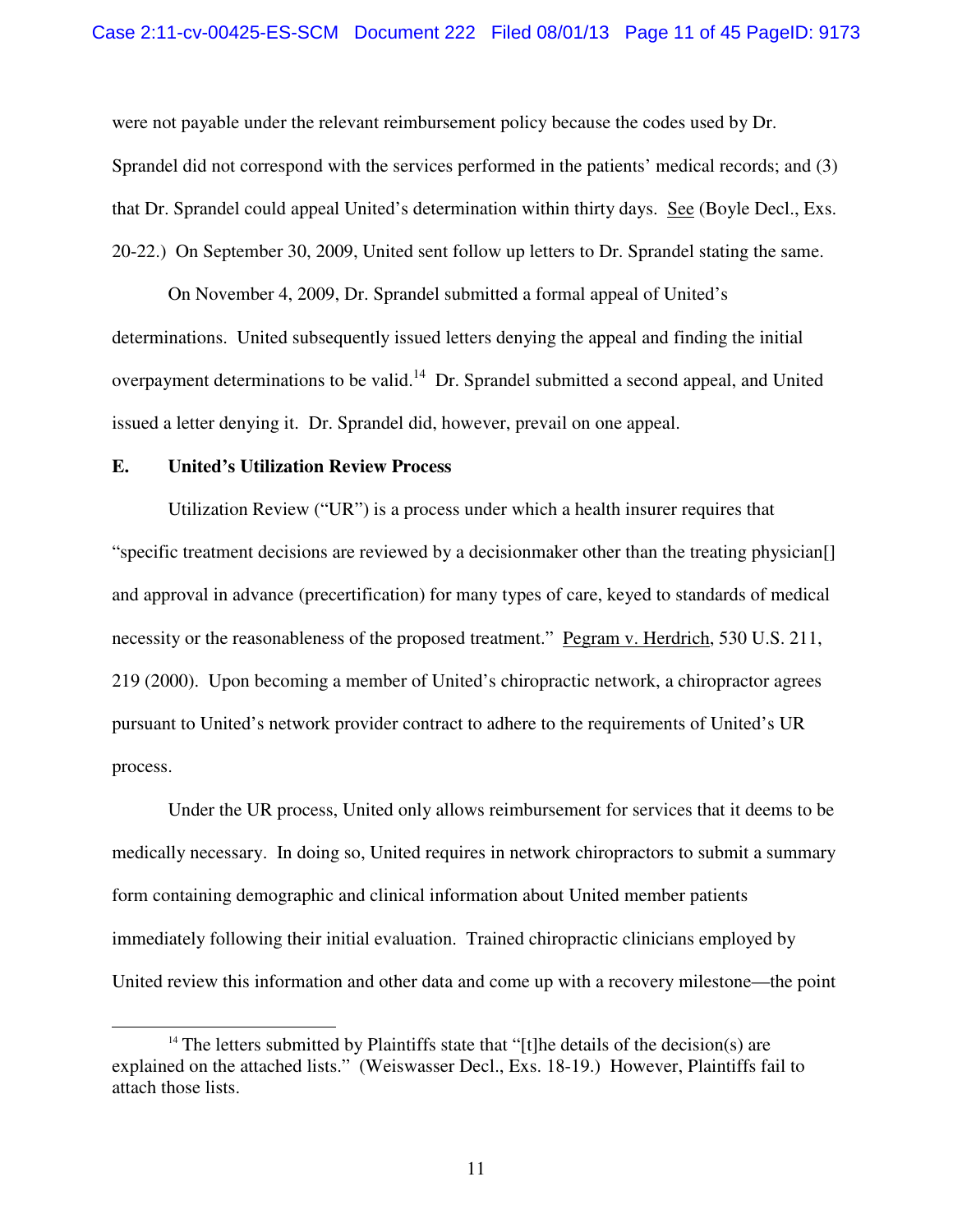were not payable under the relevant reimbursement policy because the codes used by Dr. Sprandel did not correspond with the services performed in the patients' medical records; and (3) that Dr. Sprandel could appeal United's determination within thirty days. See (Boyle Decl., Exs. 20-22.) On September 30, 2009, United sent follow up letters to Dr. Sprandel stating the same.

On November 4, 2009, Dr. Sprandel submitted a formal appeal of United's determinations. United subsequently issued letters denying the appeal and finding the initial overpayment determinations to be valid.[14] Dr. Sprandel submitted a second appeal, and United issued a letter denying it. Dr. Sprandel did, however, prevail on one appeal.

### E. United's Utilization Review Process

Utilization Review ("UR") is a process under which a health insurer requires that "specific treatment decisions are reviewed by a decisionmaker other than the treating physician[] and approval in advance (precertification) for many types of care, keyed to standards of medical necessity or the reasonableness of the proposed treatment." Pegram v. Herdrich, 530 U.S. 211, 219 (2000). Upon becoming a member of United's chiropractic network, a chiropractor agrees pursuant to United's network provider contract to adhere to the requirements of United's UR process.

Under the UR process, United only allows reimbursement for services that it deems to be medically necessary. In doing so, United requires in network chiropractors to submit a summary form containing demographic and clinical information about United member patients immediately following their initial evaluation. Trained chiropractic clinicians employed by United review this information and other data and come up with a recovery milestone—the point

[14] The letters submitted by Plaintiffs state that "[t]he details of the decision(s) are explained on the attached lists." (Weiswasser Decl., Exs. 18-19.) However, Plaintiffs fail to attach those lists.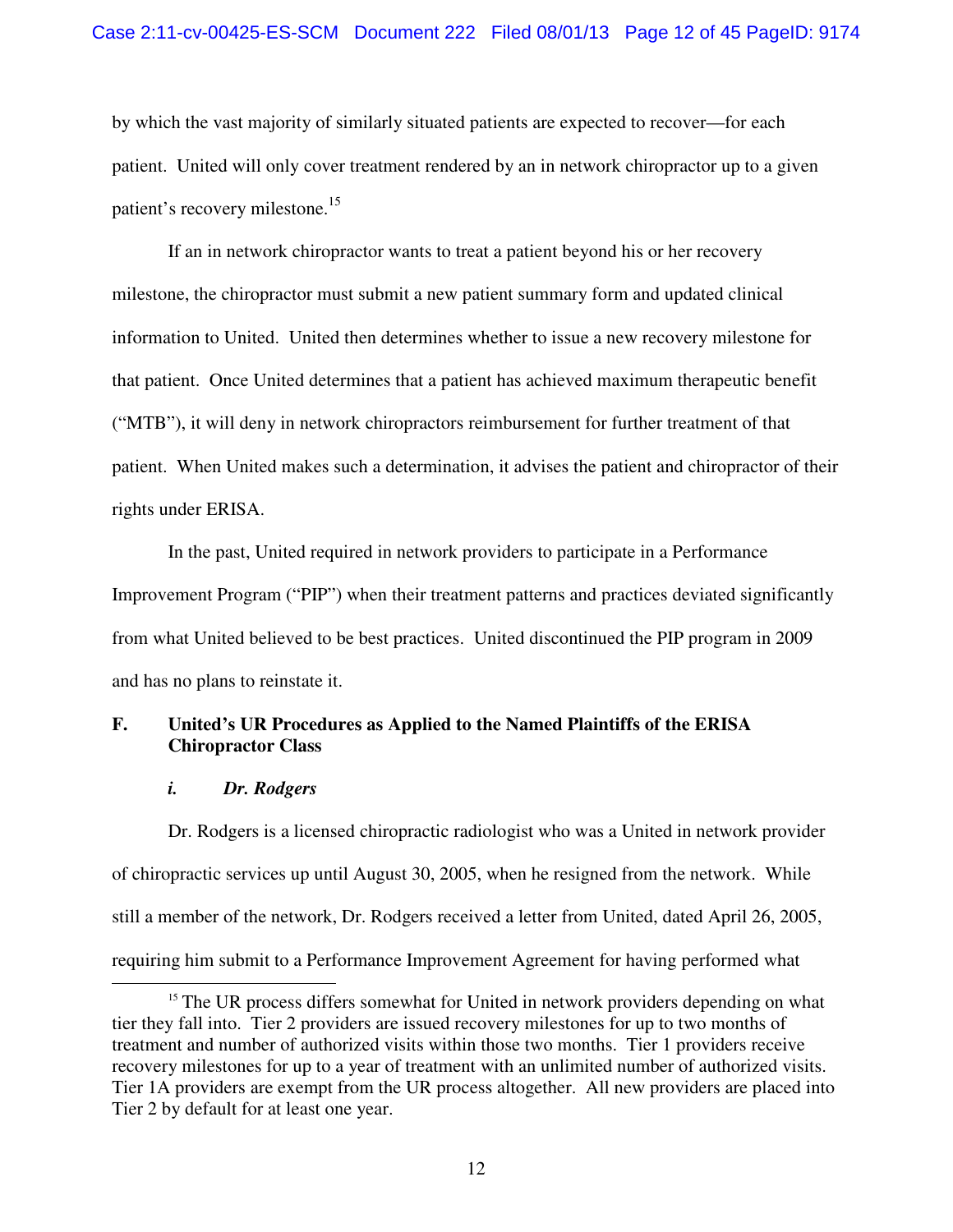by which the vast majority of similarly situated patients are expected to recover—for each patient. United will only cover treatment rendered by an in network chiropractor up to a given patient's recovery milestone.[15]

If an in network chiropractor wants to treat a patient beyond his or her recovery milestone, the chiropractor must submit a new patient summary form and updated clinical information to United. United then determines whether to issue a new recovery milestone for that patient. Once United determines that a patient has achieved maximum therapeutic benefit ("MTB"), it will deny in network chiropractors reimbursement for further treatment of that patient. When United makes such a determination, it advises the patient and chiropractor of their rights under ERISA.

In the past, United required in network providers to participate in a Performance Improvement Program ("PIP") when their treatment patterns and practices deviated significantly from what United believed to be best practices. United discontinued the PIP program in 2009 and has no plans to reinstate it.

### F. United's UR Procedures as Applied to the Named Plaintiffs of the ERISA Chiropractor Class

#### *i. Dr. Rodgers*

Dr. Rodgers is a licensed chiropractic radiologist who was a United in network provider of chiropractic services up until August 30, 2005, when he resigned from the network. While still a member of the network, Dr. Rodgers received a letter from United, dated April 26, 2005, requiring him submit to a Performance Improvement Agreement for having performed what

---

[15] The UR process differs somewhat for United in network providers depending on what tier they fall into. Tier 2 providers are issued recovery milestones for up to two months of treatment and number of authorized visits within those two months. Tier 1 providers receive recovery milestones for up to a year of treatment with an unlimited number of authorized visits. Tier 1A providers are exempt from the UR process altogether. All new providers are placed into Tier 2 by default for at least one year.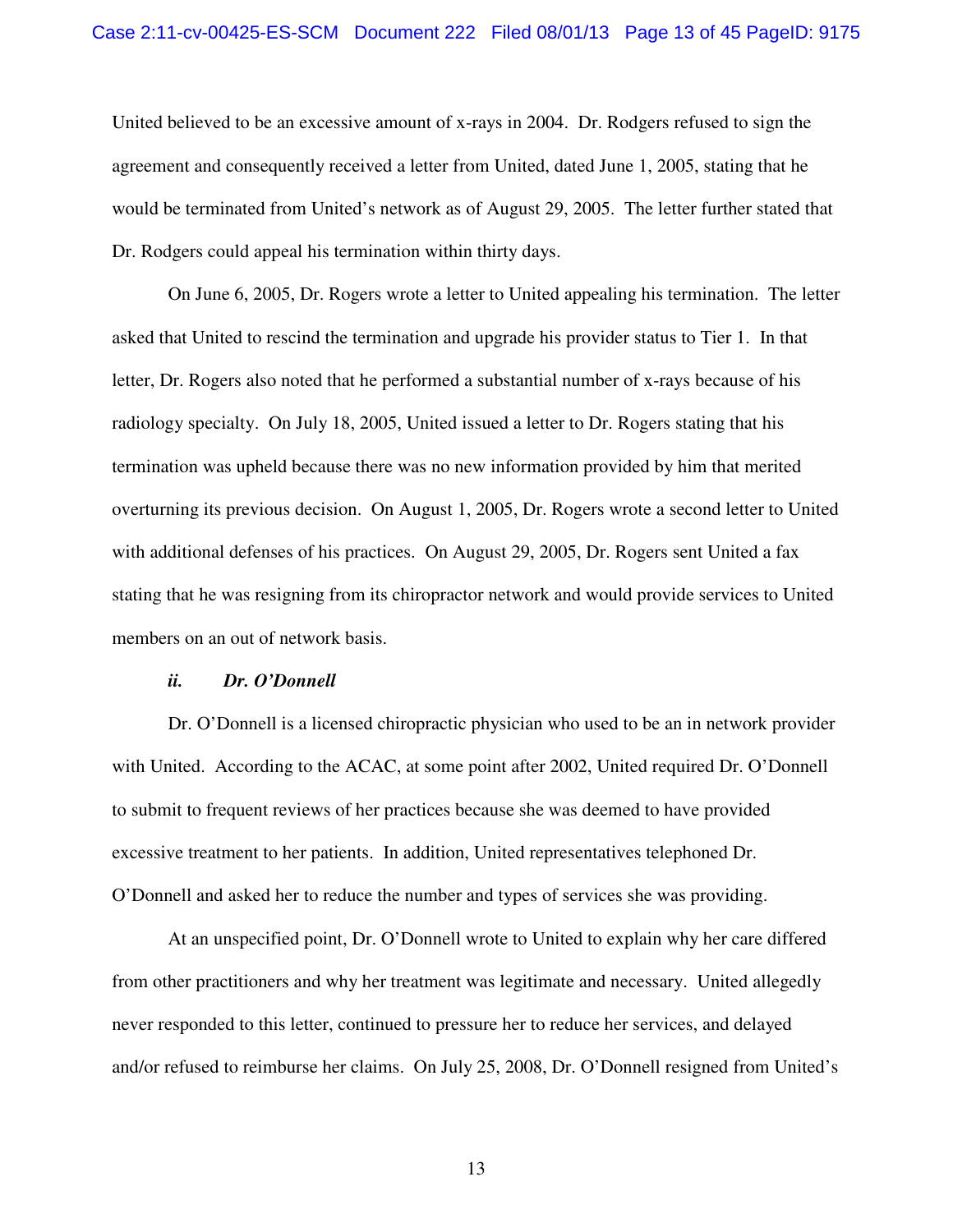United believed to be an excessive amount of x-rays in 2004. Dr. Rodgers refused to sign the agreement and consequently received a letter from United, dated June 1, 2005, stating that he would be terminated from United's network as of August 29, 2005. The letter further stated that Dr. Rodgers could appeal his termination within thirty days.

On June 6, 2005, Dr. Rogers wrote a letter to United appealing his termination. The letter asked that United to rescind the termination and upgrade his provider status to Tier 1. In that letter, Dr. Rogers also noted that he performed a substantial number of x-rays because of his radiology specialty. On July 18, 2005, United issued a letter to Dr. Rogers stating that his termination was upheld because there was no new information provided by him that merited overturning its previous decision. On August 1, 2005, Dr. Rogers wrote a second letter to United with additional defenses of his practices. On August 29, 2005, Dr. Rogers sent United a fax stating that he was resigning from its chiropractor network and would provide services to United members on an out of network basis.

***ii. Dr. O'Donnell***

Dr. O'Donnell is a licensed chiropractic physician who used to be an in network provider with United. According to the ACAC, at some point after 2002, United required Dr. O'Donnell to submit to frequent reviews of her practices because she was deemed to have provided excessive treatment to her patients. In addition, United representatives telephoned Dr. O'Donnell and asked her to reduce the number and types of services she was providing.

At an unspecified point, Dr. O'Donnell wrote to United to explain why her care differed from other practitioners and why her treatment was legitimate and necessary. United allegedly never responded to this letter, continued to pressure her to reduce her services, and delayed and/or refused to reimburse her claims. On July 25, 2008, Dr. O'Donnell resigned from United's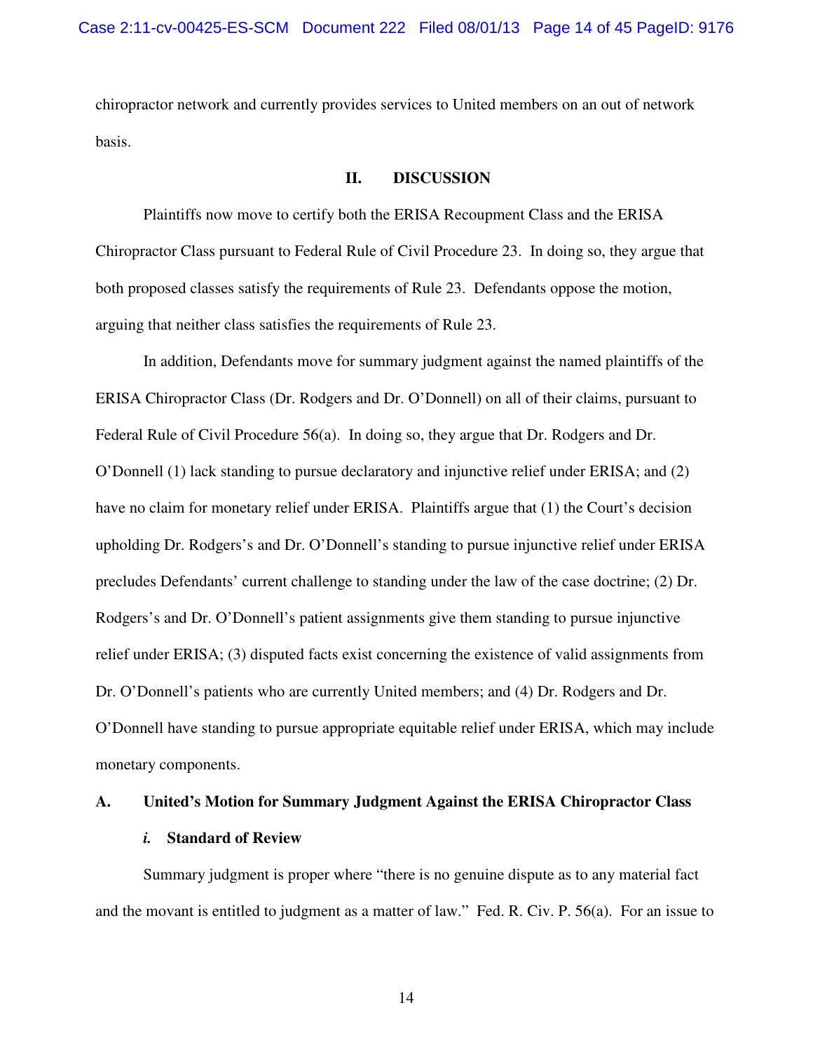chiropractor network and currently provides services to United members on an out of network basis.

## II. DISCUSSION

Plaintiffs now move to certify both the ERISA Recoupment Class and the ERISA Chiropractor Class pursuant to Federal Rule of Civil Procedure 23. In doing so, they argue that both proposed classes satisfy the requirements of Rule 23. Defendants oppose the motion, arguing that neither class satisfies the requirements of Rule 23.

In addition, Defendants move for summary judgment against the named plaintiffs of the ERISA Chiropractor Class (Dr. Rodgers and Dr. O'Donnell) on all of their claims, pursuant to Federal Rule of Civil Procedure 56(a). In doing so, they argue that Dr. Rodgers and Dr. O'Donnell (1) lack standing to pursue declaratory and injunctive relief under ERISA; and (2) have no claim for monetary relief under ERISA. Plaintiffs argue that (1) the Court's decision upholding Dr. Rodgers's and Dr. O'Donnell's standing to pursue injunctive relief under ERISA precludes Defendants' current challenge to standing under the law of the case doctrine; (2) Dr. Rodgers's and Dr. O'Donnell's patient assignments give them standing to pursue injunctive relief under ERISA; (3) disputed facts exist concerning the existence of valid assignments from Dr. O'Donnell's patients who are currently United members; and (4) Dr. Rodgers and Dr. O'Donnell have standing to pursue appropriate equitable relief under ERISA, which may include monetary components.

### A. United's Motion for Summary Judgment Against the ERISA Chiropractor Class

#### *i.* Standard of Review

Summary judgment is proper where "there is no genuine dispute as to any material fact and the movant is entitled to judgment as a matter of law." Fed. R. Civ. P. 56(a). For an issue to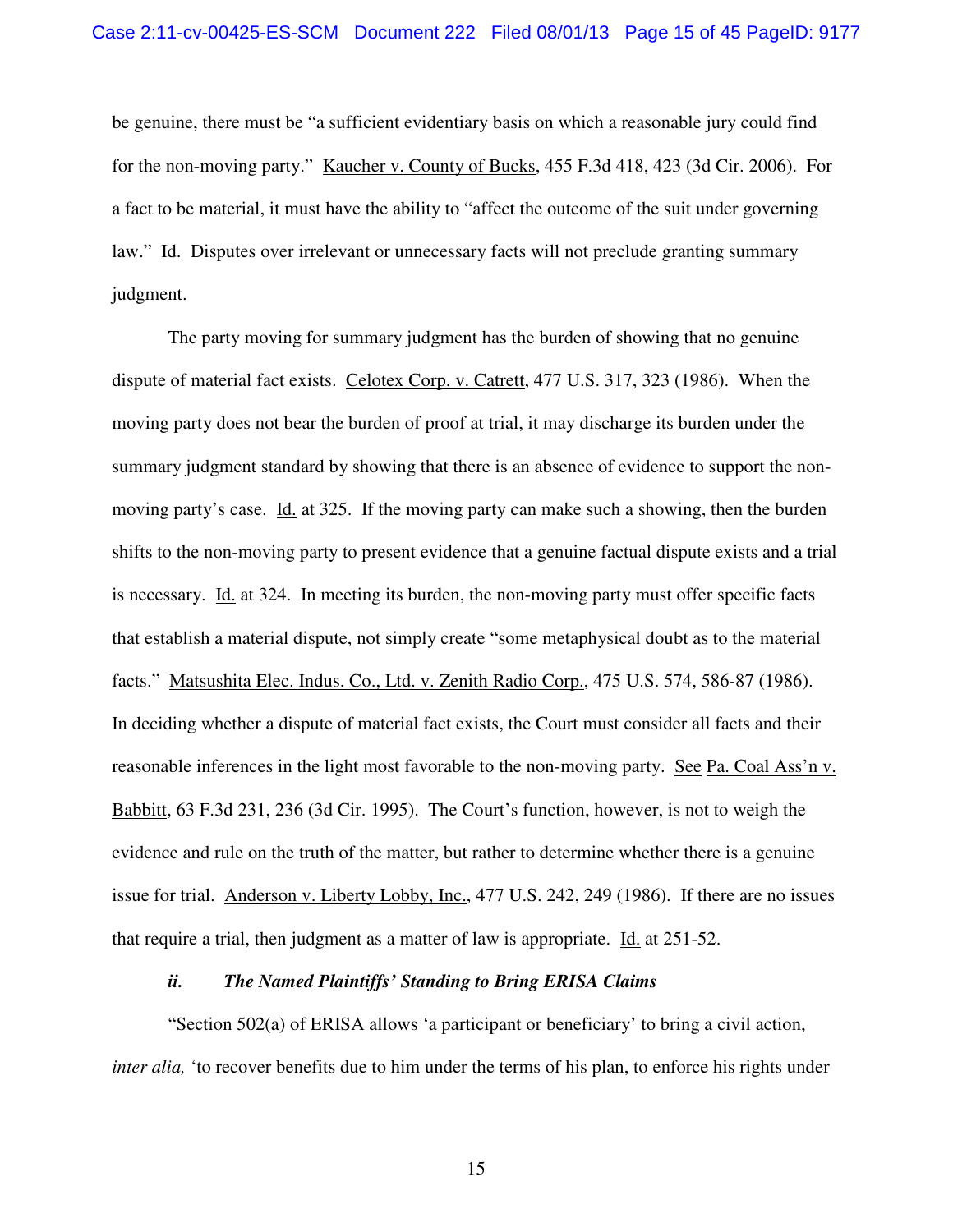be genuine, there must be "a sufficient evidentiary basis on which a reasonable jury could find for the non-moving party." Kaucher v. County of Bucks, 455 F.3d 418, 423 (3d Cir. 2006). For a fact to be material, it must have the ability to "affect the outcome of the suit under governing law." Id. Disputes over irrelevant or unnecessary facts will not preclude granting summary judgment.

The party moving for summary judgment has the burden of showing that no genuine dispute of material fact exists. Celotex Corp. v. Catrett, 477 U.S. 317, 323 (1986). When the moving party does not bear the burden of proof at trial, it may discharge its burden under the summary judgment standard by showing that there is an absence of evidence to support the non-moving party's case. Id. at 325. If the moving party can make such a showing, then the burden shifts to the non-moving party to present evidence that a genuine factual dispute exists and a trial is necessary. Id. at 324. In meeting its burden, the non-moving party must offer specific facts that establish a material dispute, not simply create "some metaphysical doubt as to the material facts." Matsushita Elec. Indus. Co., Ltd. v. Zenith Radio Corp., 475 U.S. 574, 586-87 (1986). In deciding whether a dispute of material fact exists, the Court must consider all facts and their reasonable inferences in the light most favorable to the non-moving party. See Pa. Coal Ass'n v. Babbitt, 63 F.3d 231, 236 (3d Cir. 1995). The Court's function, however, is not to weigh the evidence and rule on the truth of the matter, but rather to determine whether there is a genuine issue for trial. Anderson v. Liberty Lobby, Inc., 477 U.S. 242, 249 (1986). If there are no issues that require a trial, then judgment as a matter of law is appropriate. Id. at 251-52.

***ii. The Named Plaintiffs' Standing to Bring ERISA Claims***

"Section 502(a) of ERISA allows 'a participant or beneficiary' to bring a civil action, *inter alia,* 'to recover benefits due to him under the terms of his plan, to enforce his rights under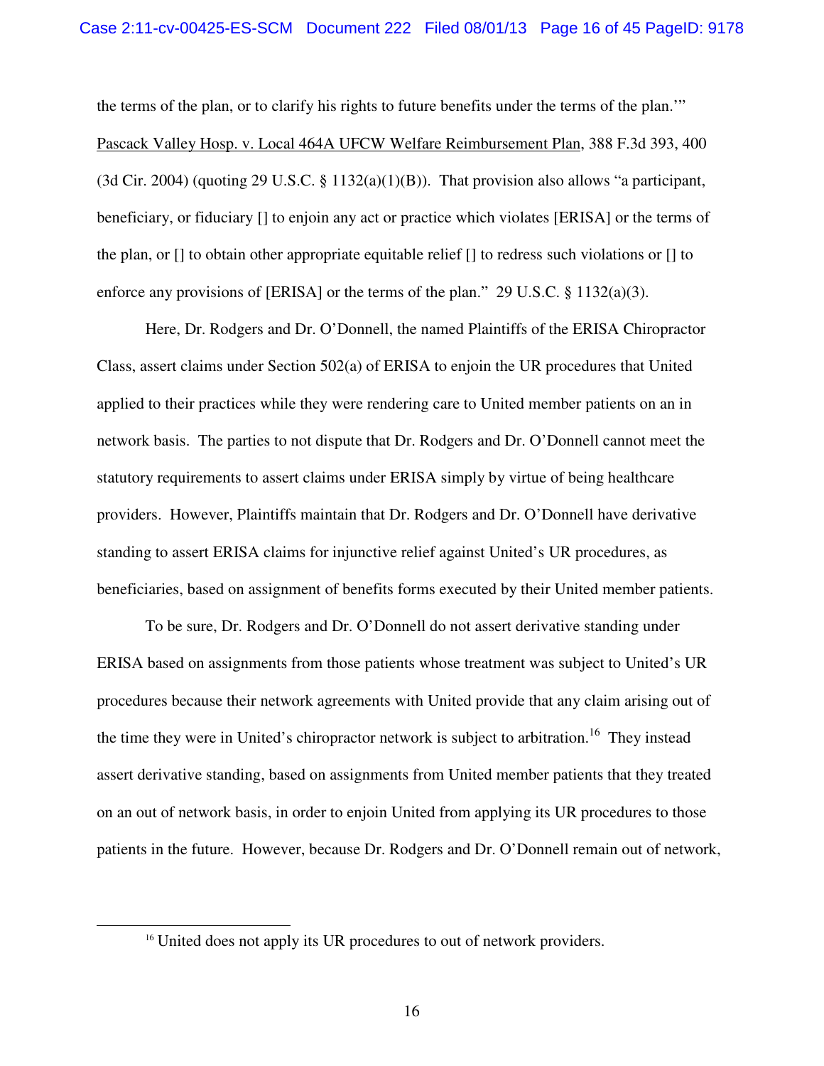the terms of the plan, or to clarify his rights to future benefits under the terms of the plan.'" Pascack Valley Hosp. v. Local 464A UFCW Welfare Reimbursement Plan, 388 F.3d 393, 400 (3d Cir. 2004) (quoting 29 U.S.C. § 1132(a)(1)(B)). That provision also allows "a participant, beneficiary, or fiduciary [] to enjoin any act or practice which violates [ERISA] or the terms of the plan, or [] to obtain other appropriate equitable relief [] to redress such violations or [] to enforce any provisions of [ERISA] or the terms of the plan." 29 U.S.C. § 1132(a)(3).

Here, Dr. Rodgers and Dr. O'Donnell, the named Plaintiffs of the ERISA Chiropractor Class, assert claims under Section 502(a) of ERISA to enjoin the UR procedures that United applied to their practices while they were rendering care to United member patients on an in network basis. The parties to not dispute that Dr. Rodgers and Dr. O'Donnell cannot meet the statutory requirements to assert claims under ERISA simply by virtue of being healthcare providers. However, Plaintiffs maintain that Dr. Rodgers and Dr. O'Donnell have derivative standing to assert ERISA claims for injunctive relief against United's UR procedures, as beneficiaries, based on assignment of benefits forms executed by their United member patients.

To be sure, Dr. Rodgers and Dr. O'Donnell do not assert derivative standing under ERISA based on assignments from those patients whose treatment was subject to United's UR procedures because their network agreements with United provide that any claim arising out of the time they were in United's chiropractor network is subject to arbitration.[16] They instead assert derivative standing, based on assignments from United member patients that they treated on an out of network basis, in order to enjoin United from applying its UR procedures to those patients in the future. However, because Dr. Rodgers and Dr. O'Donnell remain out of network,

[16] United does not apply its UR procedures to out of network providers.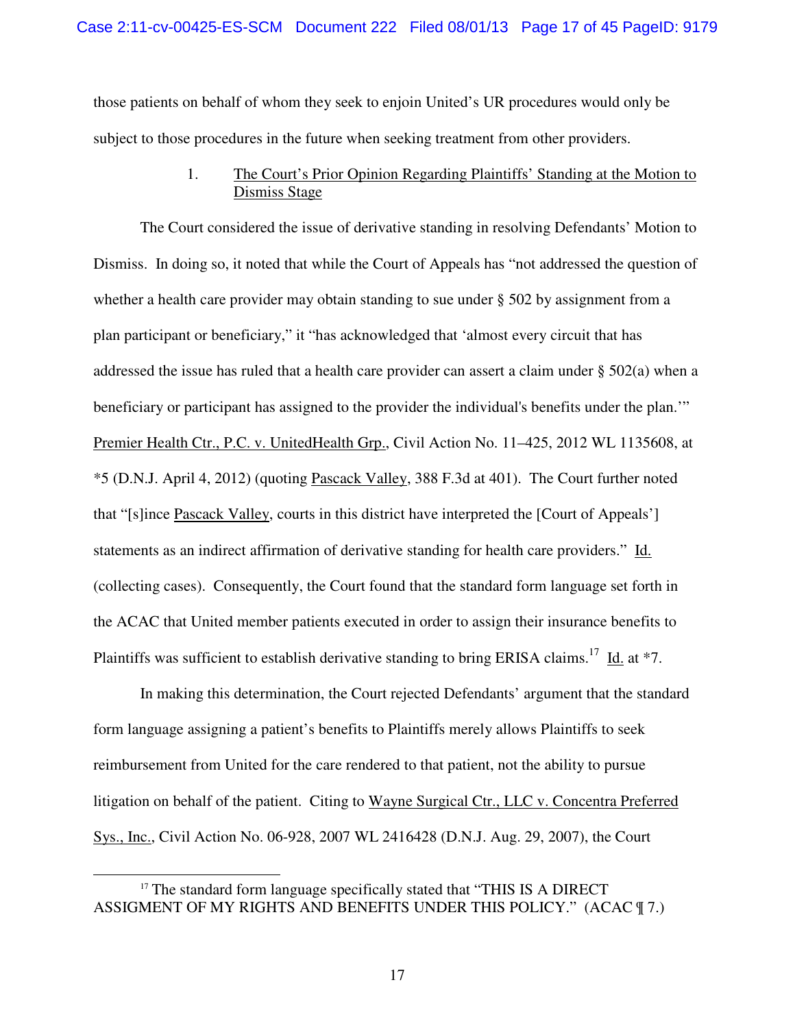those patients on behalf of whom they seek to enjoin United's UR procedures would only be subject to those procedures in the future when seeking treatment from other providers.

### 1. The Court's Prior Opinion Regarding Plaintiffs' Standing at the Motion to Dismiss Stage

The Court considered the issue of derivative standing in resolving Defendants' Motion to Dismiss. In doing so, it noted that while the Court of Appeals has "not addressed the question of whether a health care provider may obtain standing to sue under § 502 by assignment from a plan participant or beneficiary," it "has acknowledged that 'almost every circuit that has addressed the issue has ruled that a health care provider can assert a claim under § 502(a) when a beneficiary or participant has assigned to the provider the individual's benefits under the plan.'" Premier Health Ctr., P.C. v. UnitedHealth Grp., Civil Action No. 11–425, 2012 WL 1135608, at *5 (D.N.J. April 4, 2012) (quoting Pascack Valley, 388 F.3d at 401). The Court further noted that "[s]ince Pascack Valley, courts in this district have interpreted the [Court of Appeals'] statements as an indirect affirmation of derivative standing for health care providers." Id. (collecting cases). Consequently, the Court found that the standard form language set forth in the ACAC that United member patients executed in order to assign their insurance benefits to Plaintiffs was sufficient to establish derivative standing to bring ERISA claims.[17] Id. at *7.

In making this determination, the Court rejected Defendants' argument that the standard form language assigning a patient's benefits to Plaintiffs merely allows Plaintiffs to seek reimbursement from United for the care rendered to that patient, not the ability to pursue litigation on behalf of the patient. Citing to Wayne Surgical Ctr., LLC v. Concentra Preferred Sys., Inc., Civil Action No. 06-928, 2007 WL 2416428 (D.N.J. Aug. 29, 2007), the Court

---

[17] The standard form language specifically stated that "THIS IS A DIRECT ASSIGMENT OF MY RIGHTS AND BENEFITS UNDER THIS POLICY." (ACAC ¶ 7.)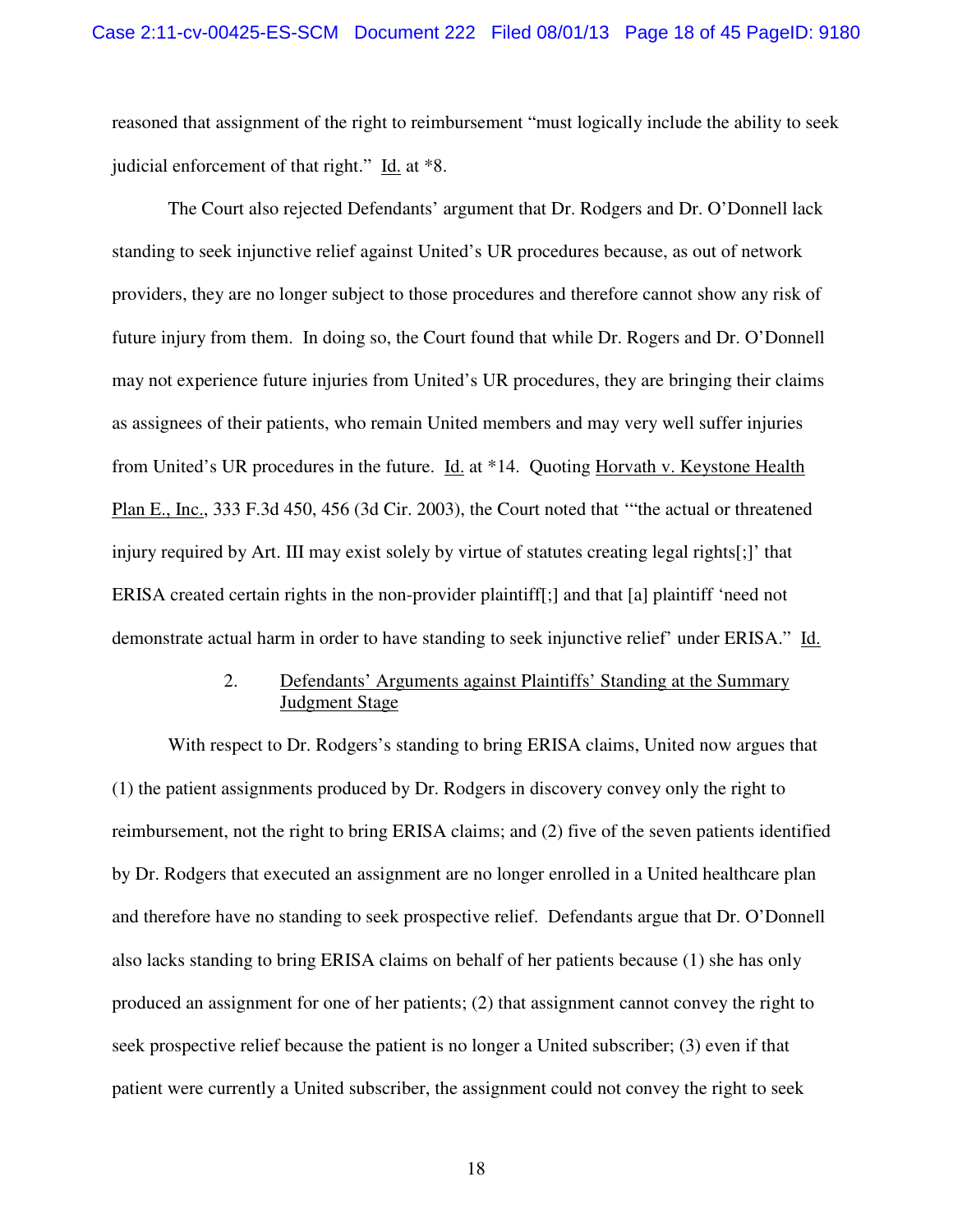reasoned that assignment of the right to reimbursement "must logically include the ability to seek judicial enforcement of that right." Id. at *8.

The Court also rejected Defendants' argument that Dr. Rodgers and Dr. O'Donnell lack standing to seek injunctive relief against United's UR procedures because, as out of network providers, they are no longer subject to those procedures and therefore cannot show any risk of future injury from them. In doing so, the Court found that while Dr. Rogers and Dr. O'Donnell may not experience future injuries from United's UR procedures, they are bringing their claims as assignees of their patients, who remain United members and may very well suffer injuries from United's UR procedures in the future. Id. at *14. Quoting Horvath v. Keystone Health Plan E., Inc., 333 F.3d 450, 456 (3d Cir. 2003), the Court noted that "'the actual or threatened injury required by Art. III may exist solely by virtue of statutes creating legal rights[;]' that ERISA created certain rights in the non-provider plaintiff[;] and that [a] plaintiff 'need not demonstrate actual harm in order to have standing to seek injunctive relief' under ERISA." Id.

2. Defendants' Arguments against Plaintiffs' Standing at the Summary Judgment Stage

With respect to Dr. Rodgers's standing to bring ERISA claims, United now argues that (1) the patient assignments produced by Dr. Rodgers in discovery convey only the right to reimbursement, not the right to bring ERISA claims; and (2) five of the seven patients identified by Dr. Rodgers that executed an assignment are no longer enrolled in a United healthcare plan and therefore have no standing to seek prospective relief. Defendants argue that Dr. O'Donnell also lacks standing to bring ERISA claims on behalf of her patients because (1) she has only produced an assignment for one of her patients; (2) that assignment cannot convey the right to seek prospective relief because the patient is no longer a United subscriber; (3) even if that patient were currently a United subscriber, the assignment could not convey the right to seek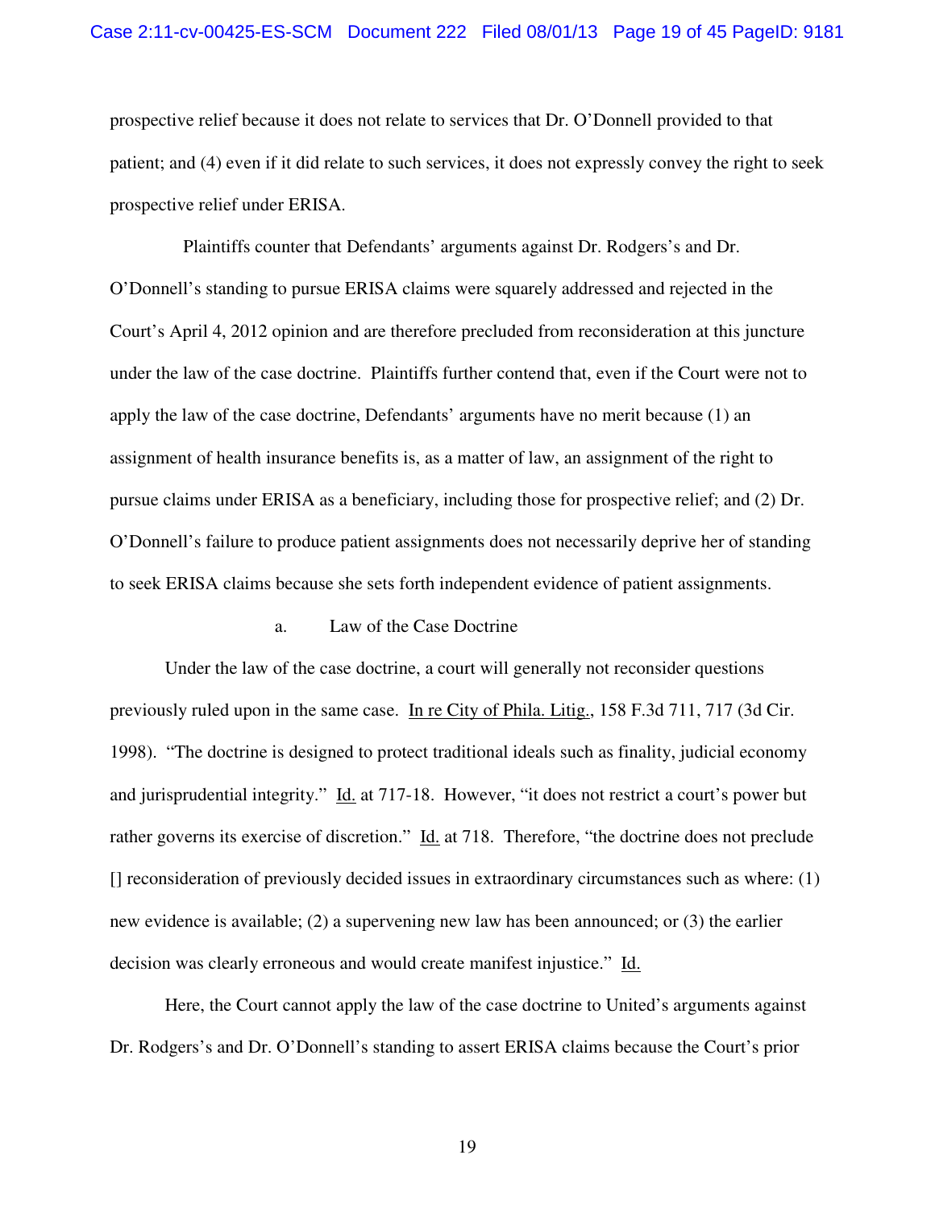prospective relief because it does not relate to services that Dr. O'Donnell provided to that patient; and (4) even if it did relate to such services, it does not expressly convey the right to seek prospective relief under ERISA.

Plaintiffs counter that Defendants' arguments against Dr. Rodgers's and Dr. O'Donnell's standing to pursue ERISA claims were squarely addressed and rejected in the Court's April 4, 2012 opinion and are therefore precluded from reconsideration at this juncture under the law of the case doctrine. Plaintiffs further contend that, even if the Court were not to apply the law of the case doctrine, Defendants' arguments have no merit because (1) an assignment of health insurance benefits is, as a matter of law, an assignment of the right to pursue claims under ERISA as a beneficiary, including those for prospective relief; and (2) Dr. O'Donnell's failure to produce patient assignments does not necessarily deprive her of standing to seek ERISA claims because she sets forth independent evidence of patient assignments.

a. Law of the Case Doctrine

Under the law of the case doctrine, a court will generally not reconsider questions previously ruled upon in the same case. In re City of Phila. Litig., 158 F.3d 711, 717 (3d Cir. 1998). "The doctrine is designed to protect traditional ideals such as finality, judicial economy and jurisprudential integrity." Id. at 717-18. However, "it does not restrict a court's power but rather governs its exercise of discretion." Id. at 718. Therefore, "the doctrine does not preclude [] reconsideration of previously decided issues in extraordinary circumstances such as where: (1) new evidence is available; (2) a supervening new law has been announced; or (3) the earlier decision was clearly erroneous and would create manifest injustice." Id.

Here, the Court cannot apply the law of the case doctrine to United's arguments against Dr. Rodgers's and Dr. O'Donnell's standing to assert ERISA claims because the Court's prior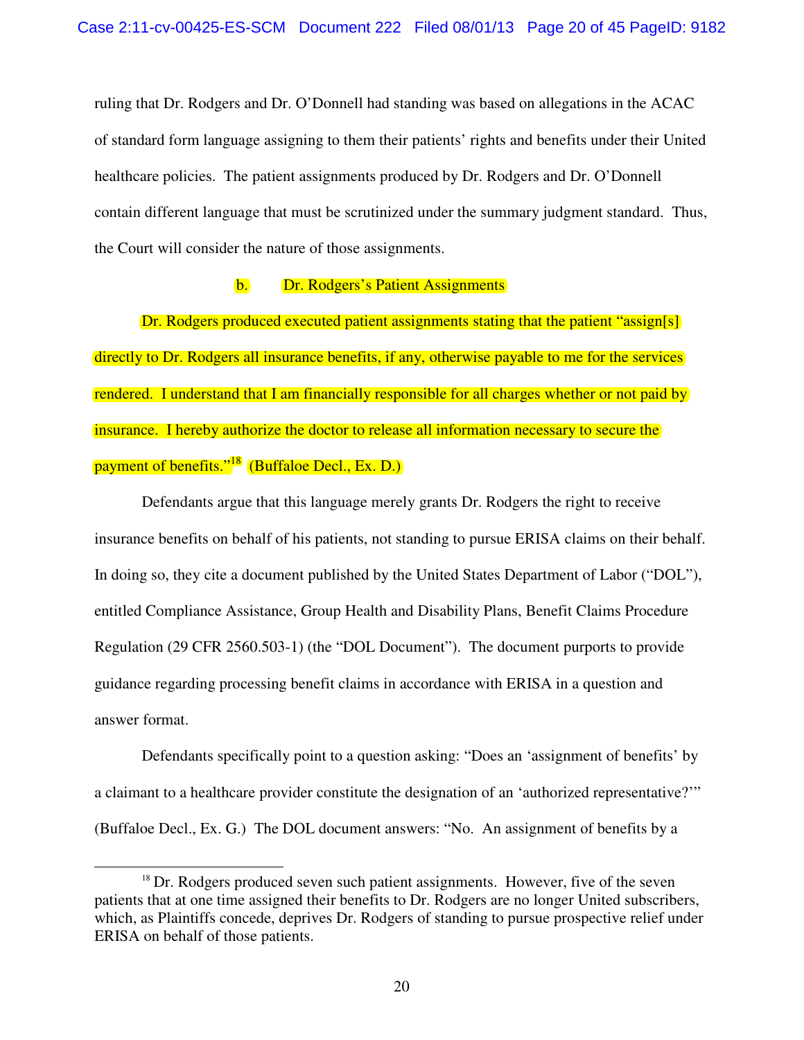ruling that Dr. Rodgers and Dr. O'Donnell had standing was based on allegations in the ACAC of standard form language assigning to them their patients' rights and benefits under their United healthcare policies. The patient assignments produced by Dr. Rodgers and Dr. O'Donnell contain different language that must be scrutinized under the summary judgment standard. Thus, the Court will consider the nature of those assignments.

b. Dr. Rodgers's Patient Assignments

Dr. Rodgers produced executed patient assignments stating that the patient "assign[s] directly to Dr. Rodgers all insurance benefits, if any, otherwise payable to me for the services rendered. I understand that I am financially responsible for all charges whether or not paid by insurance. I hereby authorize the doctor to release all information necessary to secure the payment of benefits."[18] (Buffaloe Decl., Ex. D.)

Defendants argue that this language merely grants Dr. Rodgers the right to receive insurance benefits on behalf of his patients, not standing to pursue ERISA claims on their behalf. In doing so, they cite a document published by the United States Department of Labor ("DOL"), entitled Compliance Assistance, Group Health and Disability Plans, Benefit Claims Procedure Regulation (29 CFR 2560.503-1) (the "DOL Document"). The document purports to provide guidance regarding processing benefit claims in accordance with ERISA in a question and answer format.

Defendants specifically point to a question asking: "Does an 'assignment of benefits' by a claimant to a healthcare provider constitute the designation of an 'authorized representative?'" (Buffaloe Decl., Ex. G.) The DOL document answers: "No. An assignment of benefits by a

[18] Dr. Rodgers produced seven such patient assignments. However, five of the seven patients that at one time assigned their benefits to Dr. Rodgers are no longer United subscribers, which, as Plaintiffs concede, deprives Dr. Rodgers of standing to pursue prospective relief under ERISA on behalf of those patients.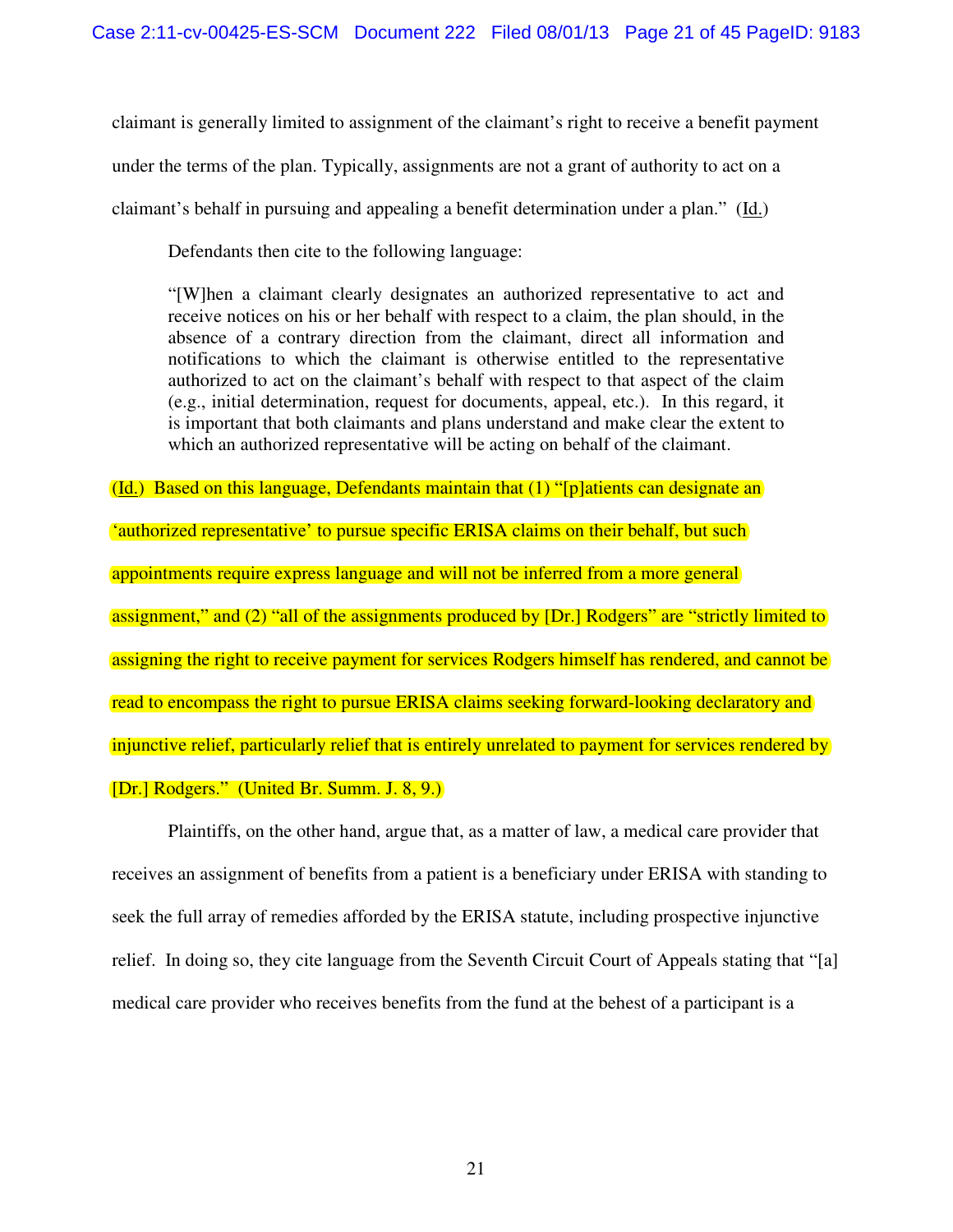claimant is generally limited to assignment of the claimant's right to receive a benefit payment under the terms of the plan. Typically, assignments are not a grant of authority to act on a claimant's behalf in pursuing and appealing a benefit determination under a plan." (Id.)

Defendants then cite to the following language:

> "[W]hen a claimant clearly designates an authorized representative to act and receive notices on his or her behalf with respect to a claim, the plan should, in the absence of a contrary direction from the claimant, direct all information and notifications to which the claimant is otherwise entitled to the representative authorized to act on the claimant's behalf with respect to that aspect of the claim (e.g., initial determination, request for documents, appeal, etc.). In this regard, it is important that both claimants and plans understand and make clear the extent to which an authorized representative will be acting on behalf of the claimant.

(Id.) Based on this language, Defendants maintain that (1) "[p]atients can designate an 'authorized representative' to pursue specific ERISA claims on their behalf, but such appointments require express language and will not be inferred from a more general assignment," and (2) "all of the assignments produced by [Dr.] Rodgers" are "strictly limited to assigning the right to receive payment for services Rodgers himself has rendered, and cannot be read to encompass the right to pursue ERISA claims seeking forward-looking declaratory and injunctive relief, particularly relief that is entirely unrelated to payment for services rendered by [Dr.] Rodgers." (United Br. Summ. J. 8, 9.)

Plaintiffs, on the other hand, argue that, as a matter of law, a medical care provider that receives an assignment of benefits from a patient is a beneficiary under ERISA with standing to seek the full array of remedies afforded by the ERISA statute, including prospective injunctive relief. In doing so, they cite language from the Seventh Circuit Court of Appeals stating that "[a] medical care provider who receives benefits from the fund at the behest of a participant is a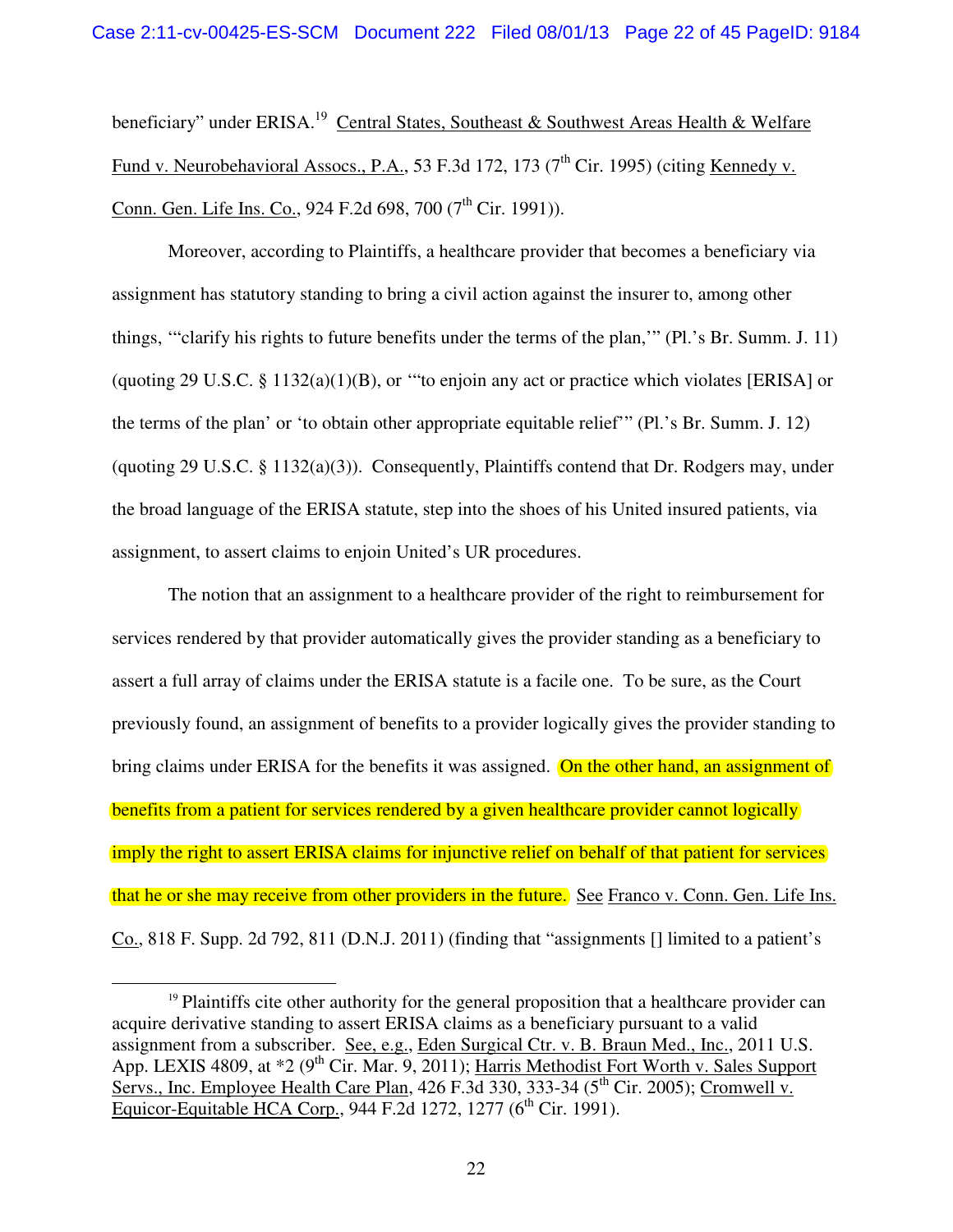beneficiary" under ERISA.[19] Central States, Southeast & Southwest Areas Health & Welfare Fund v. Neurobehavioral Assocs., P.A., 53 F.3d 172, 173 (7th Cir. 1995) (citing Kennedy v. Conn. Gen. Life Ins. Co., 924 F.2d 698, 700 (7th Cir. 1991)).

Moreover, according to Plaintiffs, a healthcare provider that becomes a beneficiary via assignment has statutory standing to bring a civil action against the insurer to, among other things, '"clarify his rights to future benefits under the terms of the plan,'" (Pl.'s Br. Summ. J. 11) (quoting 29 U.S.C. § 1132(a)(1)(B), or '"to enjoin any act or practice which violates [ERISA] or the terms of the plan' or 'to obtain other appropriate equitable relief'" (Pl.'s Br. Summ. J. 12) (quoting 29 U.S.C. § 1132(a)(3)). Consequently, Plaintiffs contend that Dr. Rodgers may, under the broad language of the ERISA statute, step into the shoes of his United insured patients, via assignment, to assert claims to enjoin United's UR procedures.

The notion that an assignment to a healthcare provider of the right to reimbursement for services rendered by that provider automatically gives the provider standing as a beneficiary to assert a full array of claims under the ERISA statute is a facile one. To be sure, as the Court previously found, an assignment of benefits to a provider logically gives the provider standing to bring claims under ERISA for the benefits it was assigned. On the other hand, an assignment of benefits from a patient for services rendered by a given healthcare provider cannot logically imply the right to assert ERISA claims for injunctive relief on behalf of that patient for services that he or she may receive from other providers in the future. See Franco v. Conn. Gen. Life Ins. Co., 818 F. Supp. 2d 792, 811 (D.N.J. 2011) (finding that "assignments [] limited to a patient's

---

[19] Plaintiffs cite other authority for the general proposition that a healthcare provider can acquire derivative standing to assert ERISA claims as a beneficiary pursuant to a valid assignment from a subscriber. See, e.g., Eden Surgical Ctr. v. B. Braun Med., Inc., 2011 U.S. App. LEXIS 4809, at *2 (9th Cir. Mar. 9, 2011); Harris Methodist Fort Worth v. Sales Support Servs., Inc. Employee Health Care Plan, 426 F.3d 330, 333-34 (5th Cir. 2005); Cromwell v. Equicor-Equitable HCA Corp., 944 F.2d 1272, 1277 (6th Cir. 1991).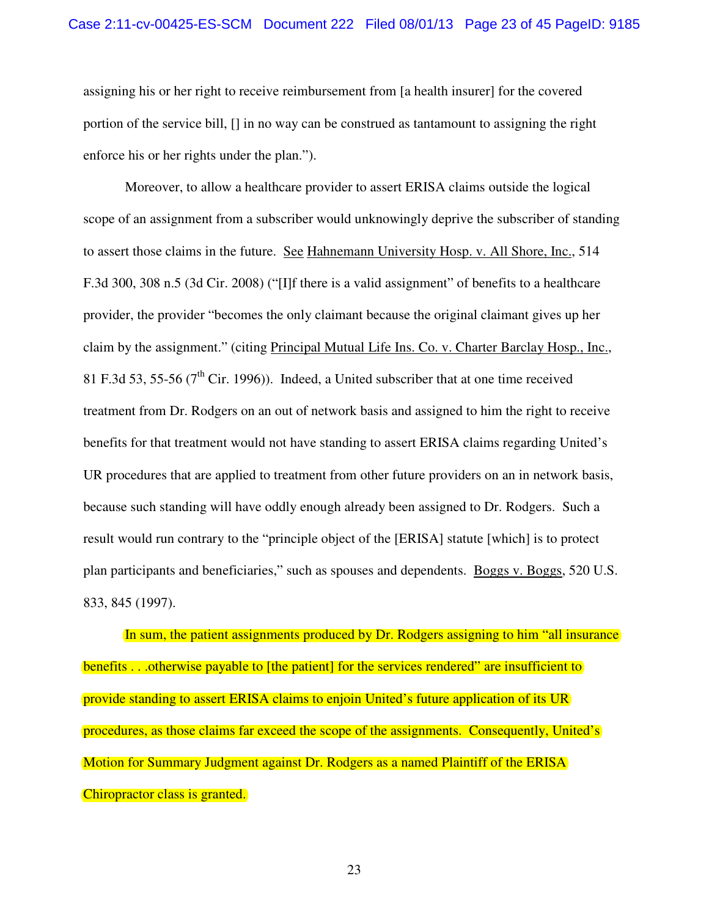assigning his or her right to receive reimbursement from [a health insurer] for the covered portion of the service bill, [] in no way can be construed as tantamount to assigning the right enforce his or her rights under the plan.").

Moreover, to allow a healthcare provider to assert ERISA claims outside the logical scope of an assignment from a subscriber would unknowingly deprive the subscriber of standing to assert those claims in the future. See Hahnemann University Hosp. v. All Shore, Inc., 514 F.3d 300, 308 n.5 (3d Cir. 2008) ("[I]f there is a valid assignment" of benefits to a healthcare provider, the provider "becomes the only claimant because the original claimant gives up her claim by the assignment." (citing Principal Mutual Life Ins. Co. v. Charter Barclay Hosp., Inc., 81 F.3d 53, 55-56 (7th Cir. 1996)). Indeed, a United subscriber that at one time received treatment from Dr. Rodgers on an out of network basis and assigned to him the right to receive benefits for that treatment would not have standing to assert ERISA claims regarding United's UR procedures that are applied to treatment from other future providers on an in network basis, because such standing will have oddly enough already been assigned to Dr. Rodgers. Such a result would run contrary to the "principle object of the [ERISA] statute [which] is to protect plan participants and beneficiaries," such as spouses and dependents. Boggs v. Boggs, 520 U.S. 833, 845 (1997).

In sum, the patient assignments produced by Dr. Rodgers assigning to him "all insurance benefits . . .otherwise payable to [the patient] for the services rendered" are insufficient to provide standing to assert ERISA claims to enjoin United's future application of its UR procedures, as those claims far exceed the scope of the assignments. Consequently, United's Motion for Summary Judgment against Dr. Rodgers as a named Plaintiff of the ERISA Chiropractor class is granted.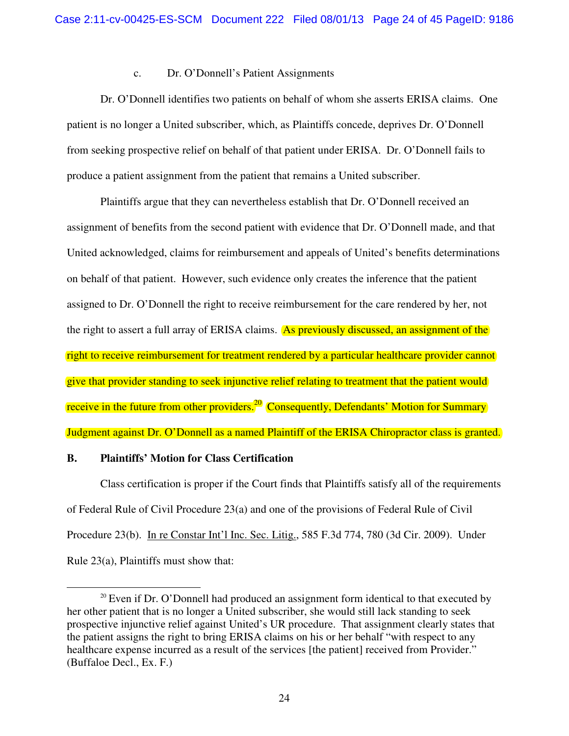c. Dr. O'Donnell's Patient Assignments

Dr. O'Donnell identifies two patients on behalf of whom she asserts ERISA claims. One patient is no longer a United subscriber, which, as Plaintiffs concede, deprives Dr. O'Donnell from seeking prospective relief on behalf of that patient under ERISA. Dr. O'Donnell fails to produce a patient assignment from the patient that remains a United subscriber.

Plaintiffs argue that they can nevertheless establish that Dr. O'Donnell received an assignment of benefits from the second patient with evidence that Dr. O'Donnell made, and that United acknowledged, claims for reimbursement and appeals of United's benefits determinations on behalf of that patient. However, such evidence only creates the inference that the patient assigned to Dr. O'Donnell the right to receive reimbursement for the care rendered by her, not the right to assert a full array of ERISA claims. As previously discussed, an assignment of the right to receive reimbursement for treatment rendered by a particular healthcare provider cannot give that provider standing to seek injunctive relief relating to treatment that the patient would receive in the future from other providers.[20] Consequently, Defendants' Motion for Summary Judgment against Dr. O'Donnell as a named Plaintiff of the ERISA Chiropractor class is granted.

## B. Plaintiffs' Motion for Class Certification

Class certification is proper if the Court finds that Plaintiffs satisfy all of the requirements of Federal Rule of Civil Procedure 23(a) and one of the provisions of Federal Rule of Civil Procedure 23(b). In re Constar Int'l Inc. Sec. Litig., 585 F.3d 774, 780 (3d Cir. 2009). Under Rule 23(a), Plaintiffs must show that:

---

[20] Even if Dr. O'Donnell had produced an assignment form identical to that executed by her other patient that is no longer a United subscriber, she would still lack standing to seek prospective injunctive relief against United's UR procedure. That assignment clearly states that the patient assigns the right to bring ERISA claims on his or her behalf "with respect to any healthcare expense incurred as a result of the services [the patient] received from Provider." (Buffaloe Decl., Ex. F.)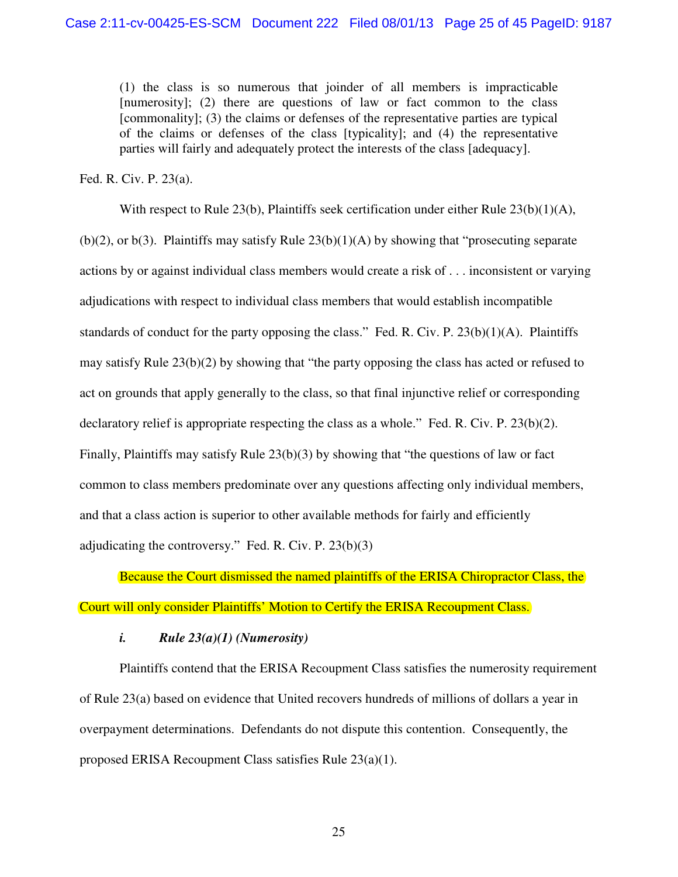> (1) the class is so numerous that joinder of all members is impracticable [numerosity]; (2) there are questions of law or fact common to the class [commonality]; (3) the claims or defenses of the representative parties are typical of the claims or defenses of the class [typicality]; and (4) the representative parties will fairly and adequately protect the interests of the class [adequacy].

Fed. R. Civ. P. 23(a).

With respect to Rule 23(b), Plaintiffs seek certification under either Rule 23(b)(1)(A), (b)(2), or b(3). Plaintiffs may satisfy Rule 23(b)(1)(A) by showing that "prosecuting separate actions by or against individual class members would create a risk of . . . inconsistent or varying adjudications with respect to individual class members that would establish incompatible standards of conduct for the party opposing the class." Fed. R. Civ. P. 23(b)(1)(A). Plaintiffs may satisfy Rule 23(b)(2) by showing that "the party opposing the class has acted or refused to act on grounds that apply generally to the class, so that final injunctive relief or corresponding declaratory relief is appropriate respecting the class as a whole." Fed. R. Civ. P. 23(b)(2). Finally, Plaintiffs may satisfy Rule 23(b)(3) by showing that "the questions of law or fact common to class members predominate over any questions affecting only individual members, and that a class action is superior to other available methods for fairly and efficiently adjudicating the controversy." Fed. R. Civ. P. 23(b)(3)

Because the Court dismissed the named plaintiffs of the ERISA Chiropractor Class, the Court will only consider Plaintiffs' Motion to Certify the ERISA Recoupment Class.

#### *i. Rule 23(a)(1) (Numerosity)*

Plaintiffs contend that the ERISA Recoupment Class satisfies the numerosity requirement of Rule 23(a) based on evidence that United recovers hundreds of millions of dollars a year in overpayment determinations. Defendants do not dispute this contention. Consequently, the proposed ERISA Recoupment Class satisfies Rule 23(a)(1).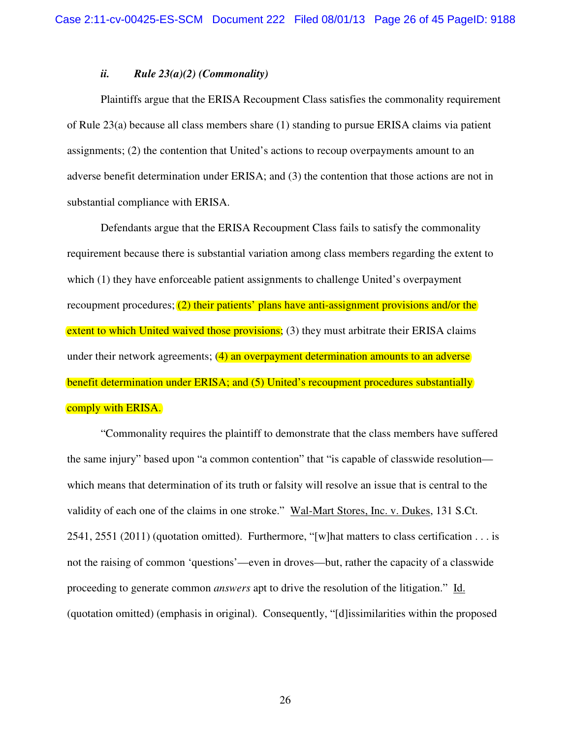### *ii. Rule 23(a)(2) (Commonality)*

Plaintiffs argue that the ERISA Recoupment Class satisfies the commonality requirement of Rule 23(a) because all class members share (1) standing to pursue ERISA claims via patient assignments; (2) the contention that United's actions to recoup overpayments amount to an adverse benefit determination under ERISA; and (3) the contention that those actions are not in substantial compliance with ERISA.

Defendants argue that the ERISA Recoupment Class fails to satisfy the commonality requirement because there is substantial variation among class members regarding the extent to which (1) they have enforceable patient assignments to challenge United's overpayment recoupment procedures; (2) their patients' plans have anti-assignment provisions and/or the extent to which United waived those provisions; (3) they must arbitrate their ERISA claims under their network agreements; (4) an overpayment determination amounts to an adverse benefit determination under ERISA; and (5) United's recoupment procedures substantially comply with ERISA.

"Commonality requires the plaintiff to demonstrate that the class members have suffered the same injury" based upon "a common contention" that "is capable of classwide resolution—which means that determination of its truth or falsity will resolve an issue that is central to the validity of each one of the claims in one stroke." Wal-Mart Stores, Inc. v. Dukes, 131 S.Ct. 2541, 2551 (2011) (quotation omitted). Furthermore, "[w]hat matters to class certification . . . is not the raising of common 'questions'—even in droves—but, rather the capacity of a classwide proceeding to generate common *answers* apt to drive the resolution of the litigation." Id. (quotation omitted) (emphasis in original). Consequently, "[d]issimilarities within the proposed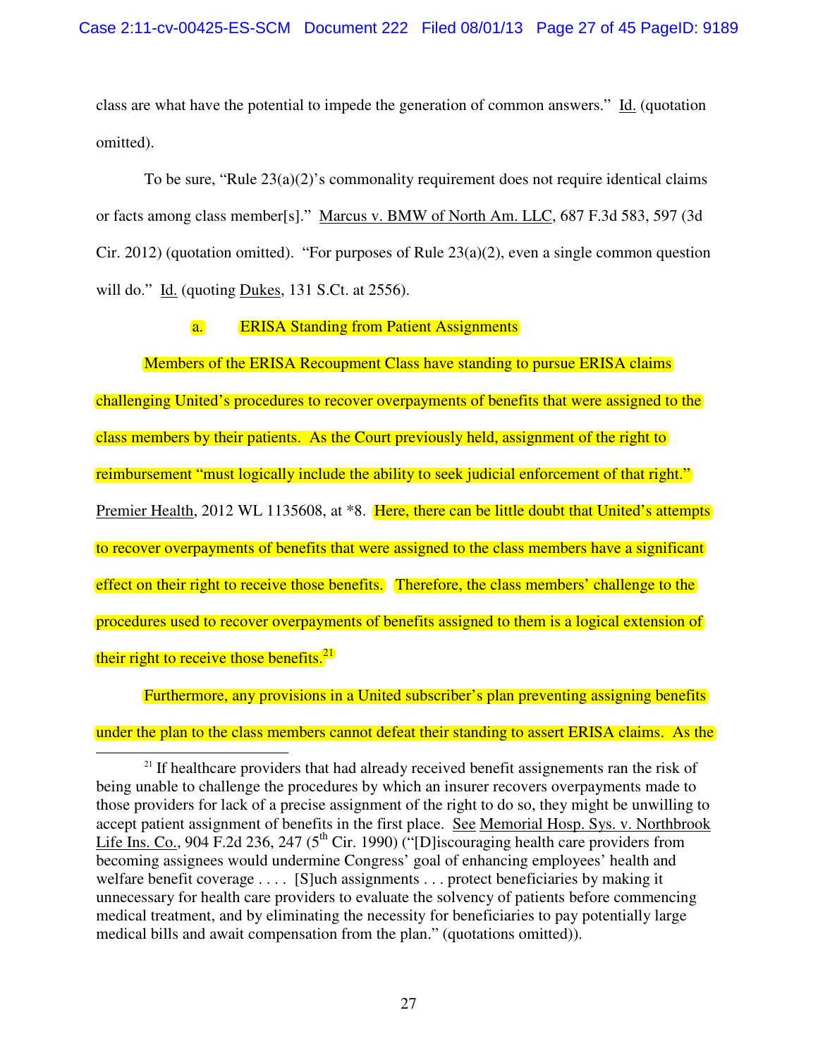class are what have the potential to impede the generation of common answers." Id. (quotation omitted).

To be sure, "Rule 23(a)(2)'s commonality requirement does not require identical claims or facts among class member[s]." Marcus v. BMW of North Am. LLC, 687 F.3d 583, 597 (3d Cir. 2012) (quotation omitted). "For purposes of Rule 23(a)(2), even a single common question will do." Id. (quoting Dukes, 131 S.Ct. at 2556).

#### a. ERISA Standing from Patient Assignments

Members of the ERISA Recoupment Class have standing to pursue ERISA claims challenging United's procedures to recover overpayments of benefits that were assigned to the class members by their patients. As the Court previously held, assignment of the right to reimbursement "must logically include the ability to seek judicial enforcement of that right." Premier Health, 2012 WL 1135608, at *8. Here, there can be little doubt that United's attempts to recover overpayments of benefits that were assigned to the class members have a significant effect on their right to receive those benefits. Therefore, the class members' challenge to the procedures used to recover overpayments of benefits assigned to them is a logical extension of their right to receive those benefits.[21]

Furthermore, any provisions in a United subscriber's plan preventing assigning benefits under the plan to the class members cannot defeat their standing to assert ERISA claims. As the

---

[21] If healthcare providers that had already received benefit assignements ran the risk of being unable to challenge the procedures by which an insurer recovers overpayments made to those providers for lack of a precise assignment of the right to do so, they might be unwilling to accept patient assignment of benefits in the first place. See Memorial Hosp. Sys. v. Northbrook Life Ins. Co., 904 F.2d 236, 247 (5th Cir. 1990) ("[D]iscouraging health care providers from becoming assignees would undermine Congress' goal of enhancing employees' health and welfare benefit coverage . . . . [S]uch assignments . . . protect beneficiaries by making it unnecessary for health care providers to evaluate the solvency of patients before commencing medical treatment, and by eliminating the necessity for beneficiaries to pay potentially large medical bills and await compensation from the plan." (quotations omitted)).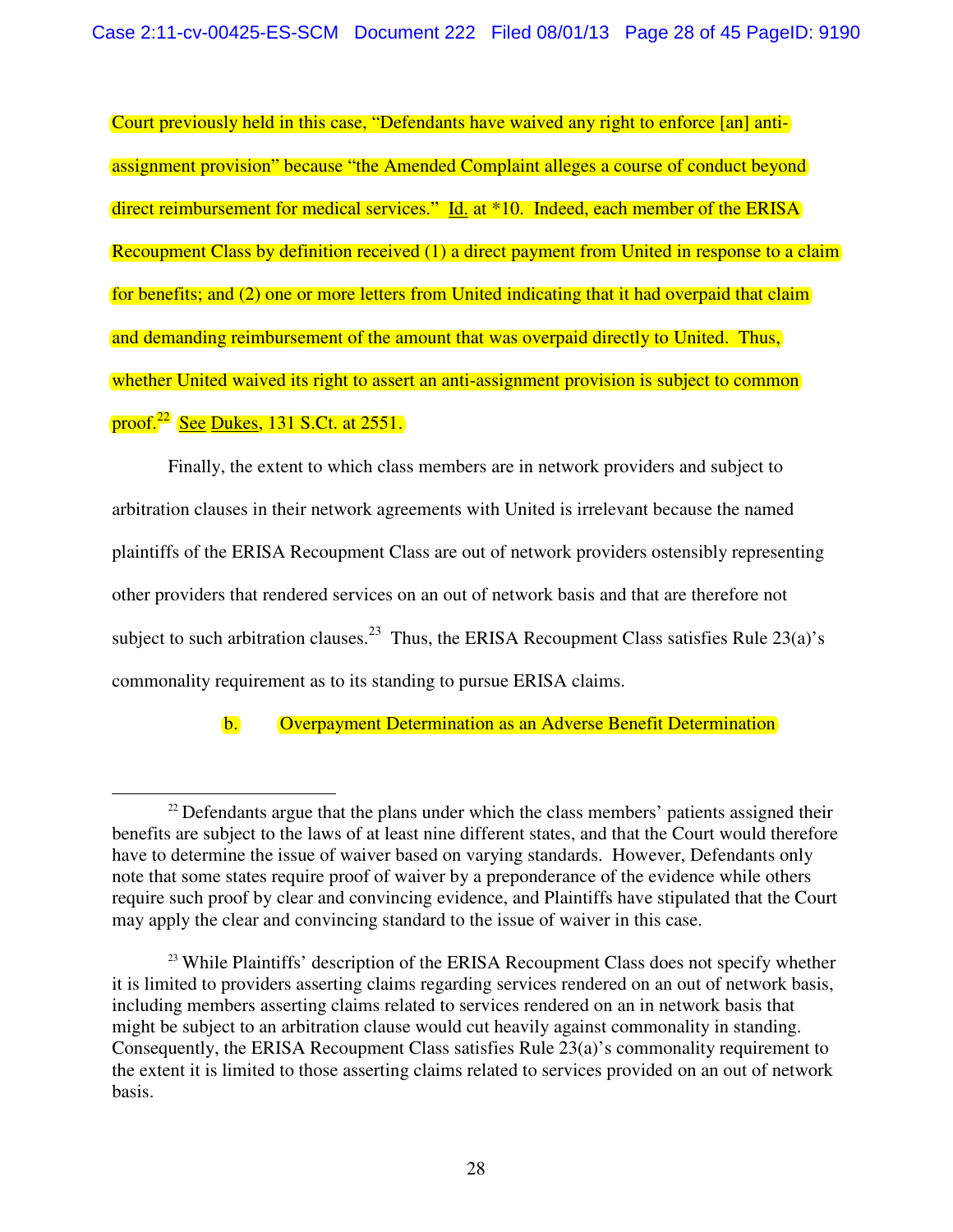Court previously held in this case, "Defendants have waived any right to enforce [an] anti-assignment provision" because "the Amended Complaint alleges a course of conduct beyond direct reimbursement for medical services." Id. at *10. Indeed, each member of the ERISA Recoupment Class by definition received (1) a direct payment from United in response to a claim for benefits; and (2) one or more letters from United indicating that it had overpaid that claim and demanding reimbursement of the amount that was overpaid directly to United. Thus, whether United waived its right to assert an anti-assignment provision is subject to common proof.[22] See Dukes, 131 S.Ct. at 2551.

Finally, the extent to which class members are in network providers and subject to arbitration clauses in their network agreements with United is irrelevant because the named plaintiffs of the ERISA Recoupment Class are out of network providers ostensibly representing other providers that rendered services on an out of network basis and that are therefore not subject to such arbitration clauses.[23] Thus, the ERISA Recoupment Class satisfies Rule 23(a)'s commonality requirement as to its standing to pursue ERISA claims.

b. Overpayment Determination as an Adverse Benefit Determination

[22] Defendants argue that the plans under which the class members' patients assigned their benefits are subject to the laws of at least nine different states, and that the Court would therefore have to determine the issue of waiver based on varying standards. However, Defendants only note that some states require proof of waiver by a preponderance of the evidence while others require such proof by clear and convincing evidence, and Plaintiffs have stipulated that the Court may apply the clear and convincing standard to the issue of waiver in this case.

[23] While Plaintiffs' description of the ERISA Recoupment Class does not specify whether it is limited to providers asserting claims regarding services rendered on an out of network basis, including members asserting claims related to services rendered on an in network basis that might be subject to an arbitration clause would cut heavily against commonality in standing. Consequently, the ERISA Recoupment Class satisfies Rule 23(a)'s commonality requirement to the extent it is limited to those asserting claims related to services provided on an out of network basis.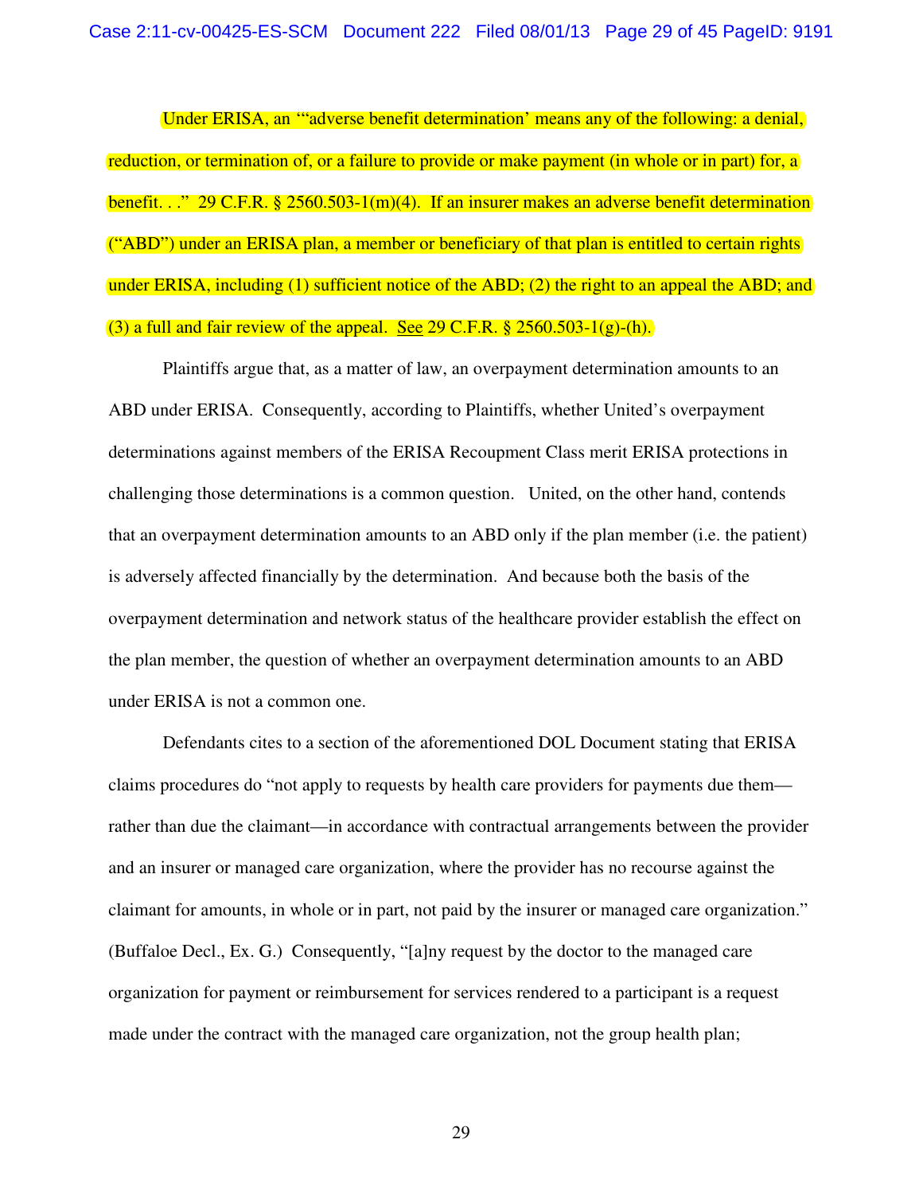Under ERISA, an "'adverse benefit determination' means any of the following: a denial, reduction, or termination of, or a failure to provide or make payment (in whole or in part) for, a benefit. . ." 29 C.F.R. § 2560.503-1(m)(4). If an insurer makes an adverse benefit determination ("ABD") under an ERISA plan, a member or beneficiary of that plan is entitled to certain rights under ERISA, including (1) sufficient notice of the ABD; (2) the right to an appeal the ABD; and (3) a full and fair review of the appeal. See 29 C.F.R. § 2560.503-1(g)-(h).

Plaintiffs argue that, as a matter of law, an overpayment determination amounts to an ABD under ERISA. Consequently, according to Plaintiffs, whether United's overpayment determinations against members of the ERISA Recoupment Class merit ERISA protections in challenging those determinations is a common question. United, on the other hand, contends that an overpayment determination amounts to an ABD only if the plan member (i.e. the patient) is adversely affected financially by the determination. And because both the basis of the overpayment determination and network status of the healthcare provider establish the effect on the plan member, the question of whether an overpayment determination amounts to an ABD under ERISA is not a common one.

Defendants cites to a section of the aforementioned DOL Document stating that ERISA claims procedures do "not apply to requests by health care providers for payments due them—rather than due the claimant—in accordance with contractual arrangements between the provider and an insurer or managed care organization, where the provider has no recourse against the claimant for amounts, in whole or in part, not paid by the insurer or managed care organization." (Buffaloe Decl., Ex. G.) Consequently, "[a]ny request by the doctor to the managed care organization for payment or reimbursement for services rendered to a participant is a request made under the contract with the managed care organization, not the group health plan;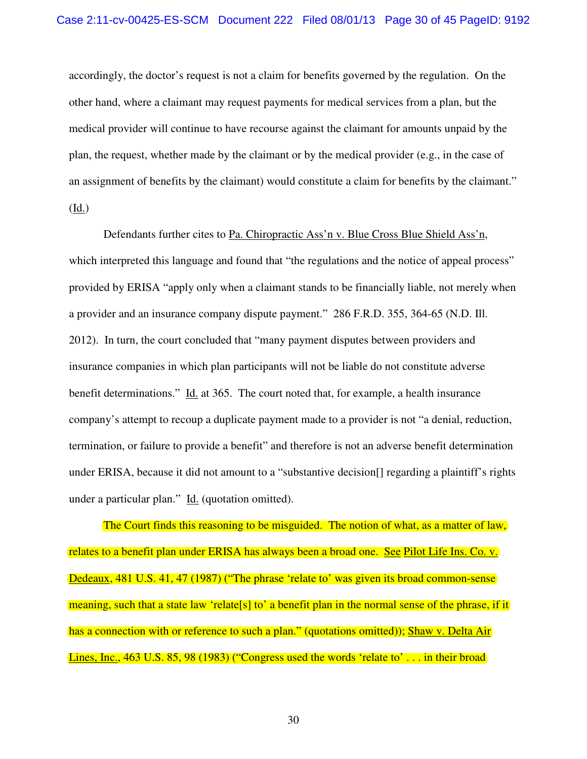accordingly, the doctor's request is not a claim for benefits governed by the regulation. On the other hand, where a claimant may request payments for medical services from a plan, but the medical provider will continue to have recourse against the claimant for amounts unpaid by the plan, the request, whether made by the claimant or by the medical provider (e.g., in the case of an assignment of benefits by the claimant) would constitute a claim for benefits by the claimant." (Id.)

Defendants further cites to Pa. Chiropractic Ass'n v. Blue Cross Blue Shield Ass'n, which interpreted this language and found that "the regulations and the notice of appeal process" provided by ERISA "apply only when a claimant stands to be financially liable, not merely when a provider and an insurance company dispute payment." 286 F.R.D. 355, 364-65 (N.D. Ill. 2012). In turn, the court concluded that "many payment disputes between providers and insurance companies in which plan participants will not be liable do not constitute adverse benefit determinations." Id. at 365. The court noted that, for example, a health insurance company's attempt to recoup a duplicate payment made to a provider is not "a denial, reduction, termination, or failure to provide a benefit" and therefore is not an adverse benefit determination under ERISA, because it did not amount to a "substantive decision[] regarding a plaintiff's rights under a particular plan." Id. (quotation omitted).

The Court finds this reasoning to be misguided. The notion of what, as a matter of law, relates to a benefit plan under ERISA has always been a broad one. See Pilot Life Ins. Co. v. Dedeaux, 481 U.S. 41, 47 (1987) ("The phrase 'relate to' was given its broad common-sense meaning, such that a state law 'relate[s] to' a benefit plan in the normal sense of the phrase, if it has a connection with or reference to such a plan." (quotations omitted)); Shaw v. Delta Air Lines, Inc., 463 U.S. 85, 98 (1983) ("Congress used the words 'relate to' . . . in their broad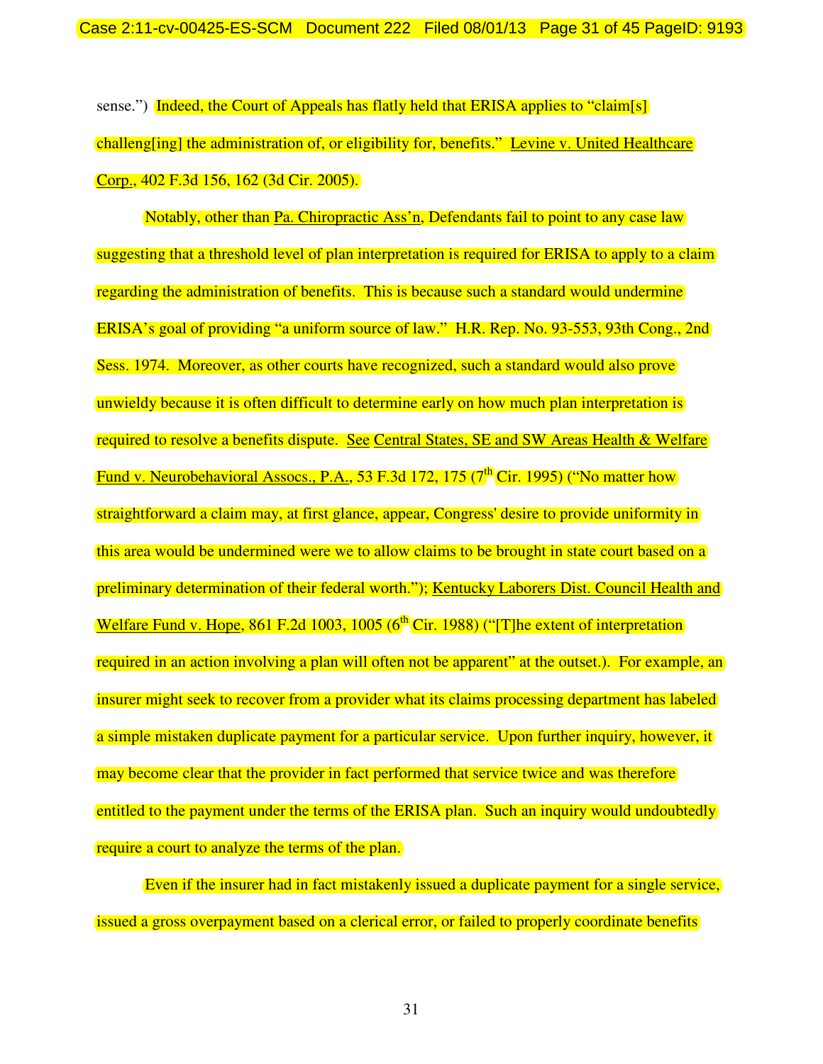sense.") Indeed, the Court of Appeals has flatly held that ERISA applies to "claim[s] challeng[ing] the administration of, or eligibility for, benefits." Levine v. United Healthcare Corp., 402 F.3d 156, 162 (3d Cir. 2005).

Notably, other than Pa. Chiropractic Ass'n, Defendants fail to point to any case law suggesting that a threshold level of plan interpretation is required for ERISA to apply to a claim regarding the administration of benefits. This is because such a standard would undermine ERISA's goal of providing "a uniform source of law." H.R. Rep. No. 93-553, 93th Cong., 2nd Sess. 1974. Moreover, as other courts have recognized, such a standard would also prove unwieldy because it is often difficult to determine early on how much plan interpretation is required to resolve a benefits dispute. See Central States, SE and SW Areas Health & Welfare Fund v. Neurobehavioral Assocs., P.A., 53 F.3d 172, 175 (7th Cir. 1995) ("No matter how straightforward a claim may, at first glance, appear, Congress' desire to provide uniformity in this area would be undermined were we to allow claims to be brought in state court based on a preliminary determination of their federal worth."); Kentucky Laborers Dist. Council Health and Welfare Fund v. Hope, 861 F.2d 1003, 1005 (6th Cir. 1988) ("[T]he extent of interpretation required in an action involving a plan will often not be apparent" at the outset.). For example, an insurer might seek to recover from a provider what its claims processing department has labeled a simple mistaken duplicate payment for a particular service. Upon further inquiry, however, it may become clear that the provider in fact performed that service twice and was therefore entitled to the payment under the terms of the ERISA plan. Such an inquiry would undoubtedly require a court to analyze the terms of the plan.

Even if the insurer had in fact mistakenly issued a duplicate payment for a single service, issued a gross overpayment based on a clerical error, or failed to properly coordinate benefits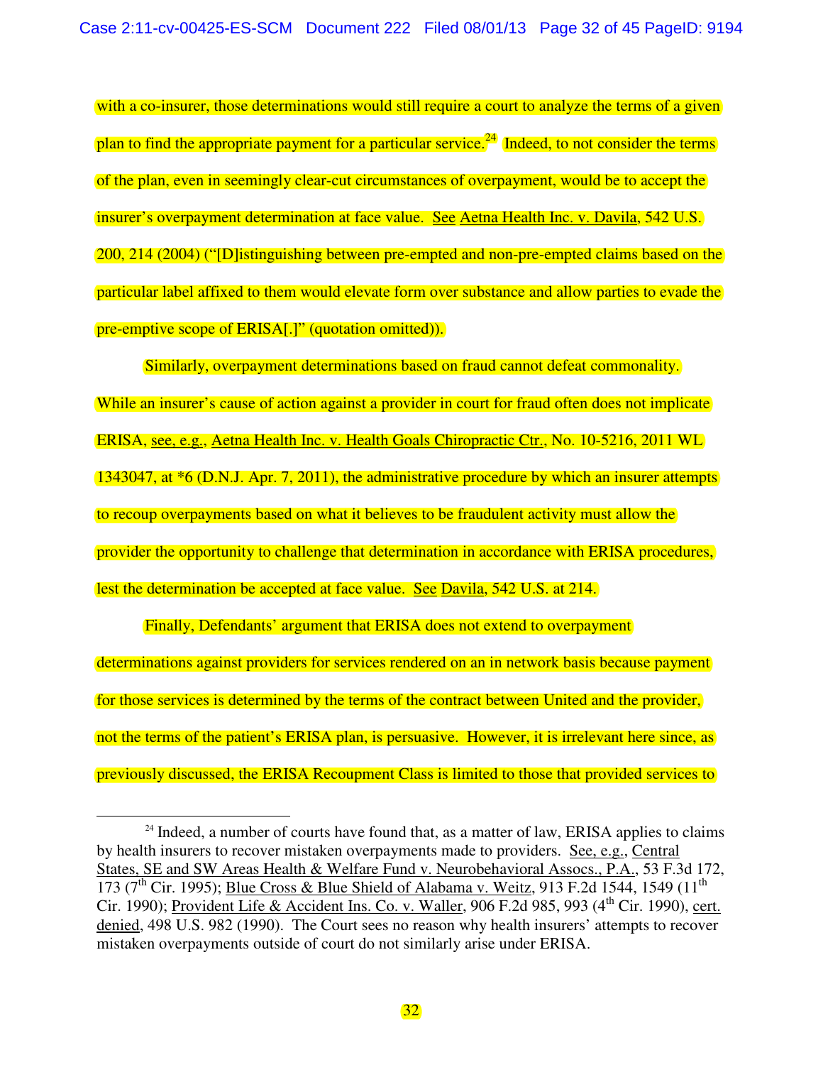with a co-insurer, those determinations would still require a court to analyze the terms of a given plan to find the appropriate payment for a particular service.[24] Indeed, to not consider the terms of the plan, even in seemingly clear-cut circumstances of overpayment, would be to accept the insurer's overpayment determination at face value. See Aetna Health Inc. v. Davila, 542 U.S. 200, 214 (2004) ("[D]istinguishing between pre-empted and non-pre-empted claims based on the particular label affixed to them would elevate form over substance and allow parties to evade the pre-emptive scope of ERISA[.]" (quotation omitted)).

Similarly, overpayment determinations based on fraud cannot defeat commonality. While an insurer's cause of action against a provider in court for fraud often does not implicate ERISA, see, e.g., Aetna Health Inc. v. Health Goals Chiropractic Ctr., No. 10-5216, 2011 WL 1343047, at *6 (D.N.J. Apr. 7, 2011), the administrative procedure by which an insurer attempts to recoup overpayments based on what it believes to be fraudulent activity must allow the provider the opportunity to challenge that determination in accordance with ERISA procedures, lest the determination be accepted at face value. See Davila, 542 U.S. at 214.

Finally, Defendants' argument that ERISA does not extend to overpayment determinations against providers for services rendered on an in network basis because payment for those services is determined by the terms of the contract between United and the provider, not the terms of the patient's ERISA plan, is persuasive. However, it is irrelevant here since, as previously discussed, the ERISA Recoupment Class is limited to those that provided services to

---

[24] Indeed, a number of courts have found that, as a matter of law, ERISA applies to claims by health insurers to recover mistaken overpayments made to providers. See, e.g., Central States, SE and SW Areas Health & Welfare Fund v. Neurobehavioral Assocs., P.A., 53 F.3d 172, 173 (7th Cir. 1995); Blue Cross & Blue Shield of Alabama v. Weitz, 913 F.2d 1544, 1549 (11th Cir. 1990); Provident Life & Accident Ins. Co. v. Waller, 906 F.2d 985, 993 (4th Cir. 1990), cert. denied, 498 U.S. 982 (1990). The Court sees no reason why health insurers' attempts to recover mistaken overpayments outside of court do not similarly arise under ERISA.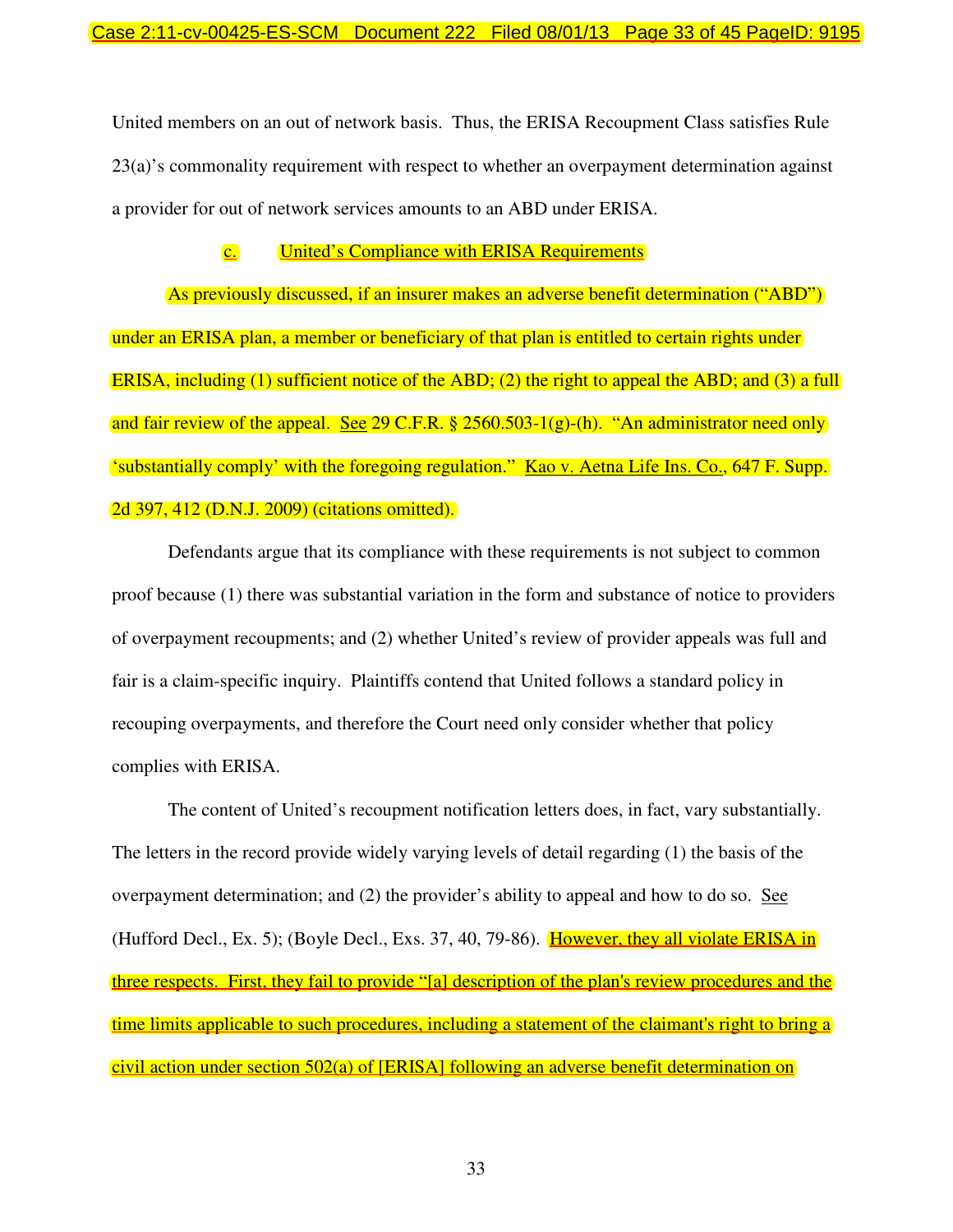United members on an out of network basis. Thus, the ERISA Recoupment Class satisfies Rule 23(a)'s commonality requirement with respect to whether an overpayment determination against a provider for out of network services amounts to an ABD under ERISA.

c. United's Compliance with ERISA Requirements

As previously discussed, if an insurer makes an adverse benefit determination ("ABD") under an ERISA plan, a member or beneficiary of that plan is entitled to certain rights under ERISA, including (1) sufficient notice of the ABD; (2) the right to appeal the ABD; and (3) a full and fair review of the appeal. See 29 C.F.R. § 2560.503-1(g)-(h). "An administrator need only 'substantially comply' with the foregoing regulation." Kao v. Aetna Life Ins. Co., 647 F. Supp. 2d 397, 412 (D.N.J. 2009) (citations omitted).

Defendants argue that its compliance with these requirements is not subject to common proof because (1) there was substantial variation in the form and substance of notice to providers of overpayment recoupments; and (2) whether United's review of provider appeals was full and fair is a claim-specific inquiry. Plaintiffs contend that United follows a standard policy in recouping overpayments, and therefore the Court need only consider whether that policy complies with ERISA.

The content of United's recoupment notification letters does, in fact, vary substantially. The letters in the record provide widely varying levels of detail regarding (1) the basis of the overpayment determination; and (2) the provider's ability to appeal and how to do so. See (Hufford Decl., Ex. 5); (Boyle Decl., Exs. 37, 40, 79-86). However, they all violate ERISA in three respects. First, they fail to provide "[a] description of the plan's review procedures and the time limits applicable to such procedures, including a statement of the claimant's right to bring a civil action under section 502(a) of [ERISA] following an adverse benefit determination on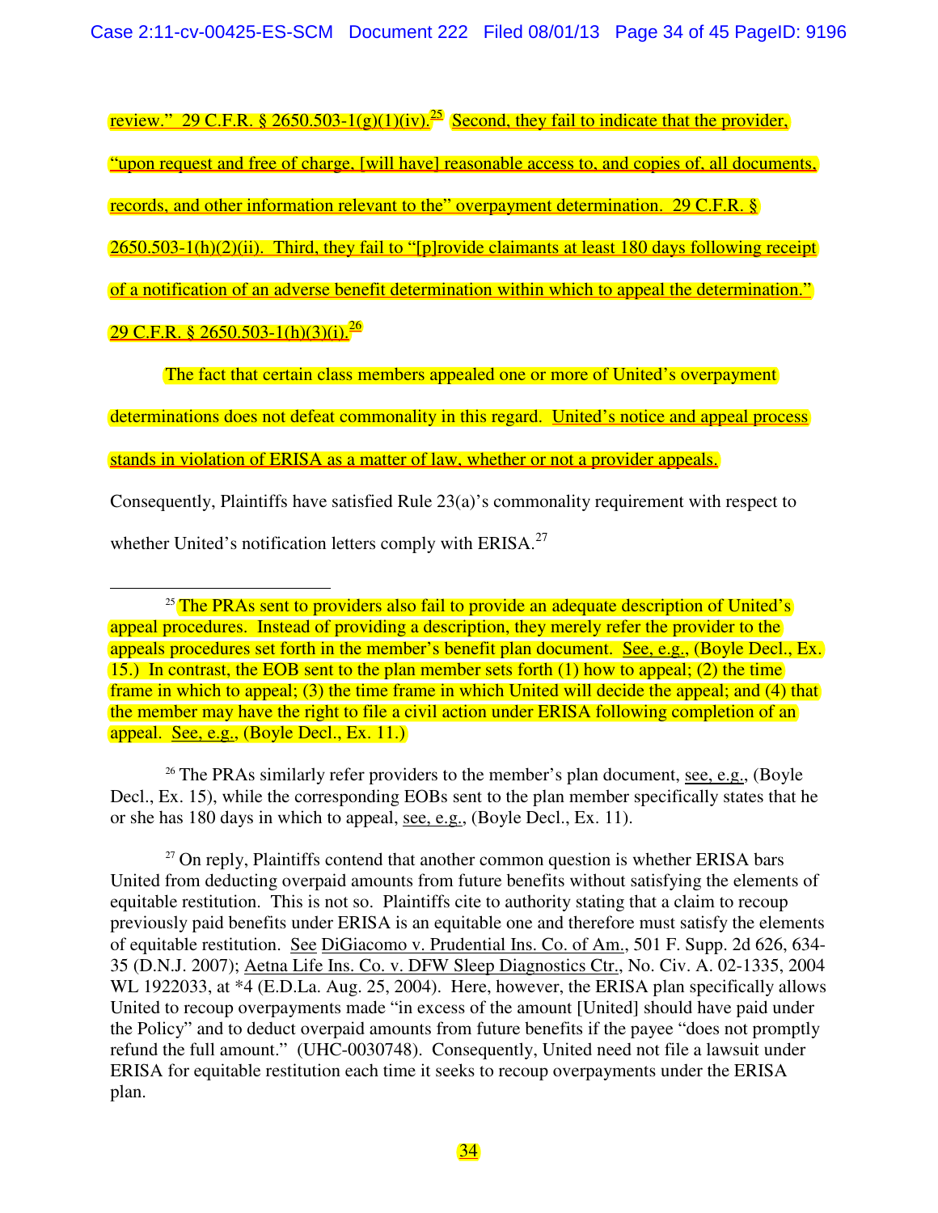review." 29 C.F.R. § 2650.503-1(g)(1)(iv).[25] Second, they fail to indicate that the provider, "upon request and free of charge, [will have] reasonable access to, and copies of, all documents, records, and other information relevant to the" overpayment determination. 29 C.F.R. § 2650.503-1(h)(2)(ii). Third, they fail to "[p]rovide claimants at least 180 days following receipt of a notification of an adverse benefit determination within which to appeal the determination." 29 C.F.R. § 2650.503-1(h)(3)(i).[26]

The fact that certain class members appealed one or more of United's overpayment determinations does not defeat commonality in this regard. United's notice and appeal process stands in violation of ERISA as a matter of law, whether or not a provider appeals. Consequently, Plaintiffs have satisfied Rule 23(a)'s commonality requirement with respect to whether United's notification letters comply with ERISA.[27]

---

[25] The PRAs sent to providers also fail to provide an adequate description of United's appeal procedures. Instead of providing a description, they merely refer the provider to the appeals procedures set forth in the member's benefit plan document. See, e.g., (Boyle Decl., Ex. 15.) In contrast, the EOB sent to the plan member sets forth (1) how to appeal; (2) the time frame in which to appeal; (3) the time frame in which United will decide the appeal; and (4) that the member may have the right to file a civil action under ERISA following completion of an appeal. See, e.g., (Boyle Decl., Ex. 11.)

[26] The PRAs similarly refer providers to the member's plan document, see, e.g., (Boyle Decl., Ex. 15), while the corresponding EOBs sent to the plan member specifically states that he or she has 180 days in which to appeal, see, e.g., (Boyle Decl., Ex. 11).

[27] On reply, Plaintiffs contend that another common question is whether ERISA bars United from deducting overpaid amounts from future benefits without satisfying the elements of equitable restitution. This is not so. Plaintiffs cite to authority stating that a claim to recoup previously paid benefits under ERISA is an equitable one and therefore must satisfy the elements of equitable restitution. See DiGiacomo v. Prudential Ins. Co. of Am., 501 F. Supp. 2d 626, 634-35 (D.N.J. 2007); Aetna Life Ins. Co. v. DFW Sleep Diagnostics Ctr., No. Civ. A. 02-1335, 2004 WL 1922033, at *4 (E.D.La. Aug. 25, 2004). Here, however, the ERISA plan specifically allows United to recoup overpayments made "in excess of the amount [United] should have paid under the Policy" and to deduct overpaid amounts from future benefits if the payee "does not promptly refund the full amount." (UHC-0030748). Consequently, United need not file a lawsuit under ERISA for equitable restitution each time it seeks to recoup overpayments under the ERISA plan.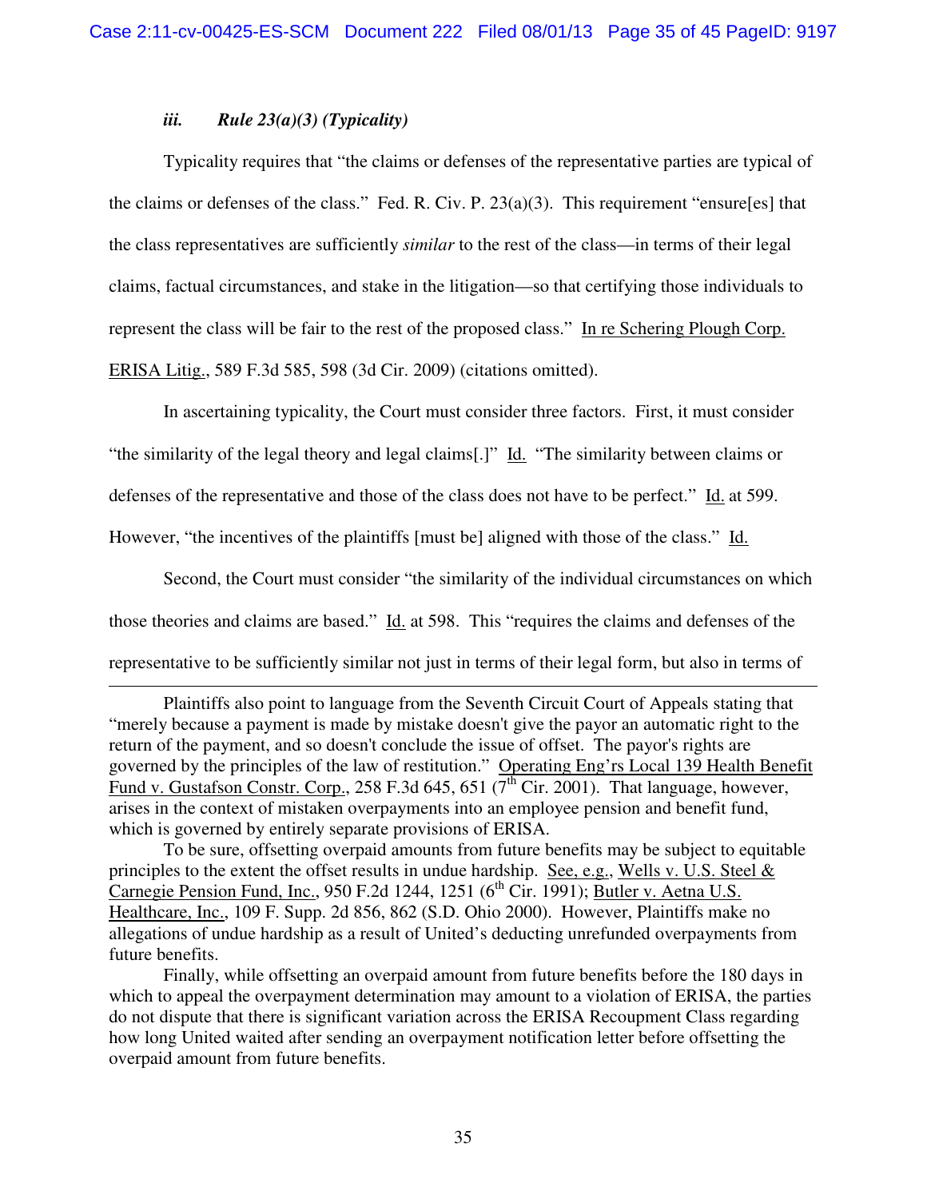### *iii. Rule 23(a)(3) (Typicality)*

Typicality requires that "the claims or defenses of the representative parties are typical of the claims or defenses of the class." Fed. R. Civ. P. 23(a)(3). This requirement "ensure[es] that the class representatives are sufficiently *similar* to the rest of the class—in terms of their legal claims, factual circumstances, and stake in the litigation—so that certifying those individuals to represent the class will be fair to the rest of the proposed class." In re Schering Plough Corp. ERISA Litig., 589 F.3d 585, 598 (3d Cir. 2009) (citations omitted).

In ascertaining typicality, the Court must consider three factors. First, it must consider "the similarity of the legal theory and legal claims[.]" Id. "The similarity between claims or defenses of the representative and those of the class does not have to be perfect." Id. at 599. However, "the incentives of the plaintiffs [must be] aligned with those of the class." Id.

Second, the Court must consider "the similarity of the individual circumstances on which those theories and claims are based." Id. at 598. This "requires the claims and defenses of the representative to be sufficiently similar not just in terms of their legal form, but also in terms of

---

Plaintiffs also point to language from the Seventh Circuit Court of Appeals stating that "merely because a payment is made by mistake doesn't give the payor an automatic right to the return of the payment, and so doesn't conclude the issue of offset. The payor's rights are governed by the principles of the law of restitution." Operating Eng'rs Local 139 Health Benefit Fund v. Gustafson Constr. Corp., 258 F.3d 645, 651 (7th Cir. 2001). That language, however, arises in the context of mistaken overpayments into an employee pension and benefit fund, which is governed by entirely separate provisions of ERISA.

To be sure, offsetting overpaid amounts from future benefits may be subject to equitable principles to the extent the offset results in undue hardship. See, e.g., Wells v. U.S. Steel & Carnegie Pension Fund, Inc., 950 F.2d 1244, 1251 (6th Cir. 1991); Butler v. Aetna U.S. Healthcare, Inc., 109 F. Supp. 2d 856, 862 (S.D. Ohio 2000). However, Plaintiffs make no allegations of undue hardship as a result of United's deducting unrefunded overpayments from future benefits.

Finally, while offsetting an overpaid amount from future benefits before the 180 days in which to appeal the overpayment determination may amount to a violation of ERISA, the parties do not dispute that there is significant variation across the ERISA Recoupment Class regarding how long United waited after sending an overpayment notification letter before offsetting the overpaid amount from future benefits.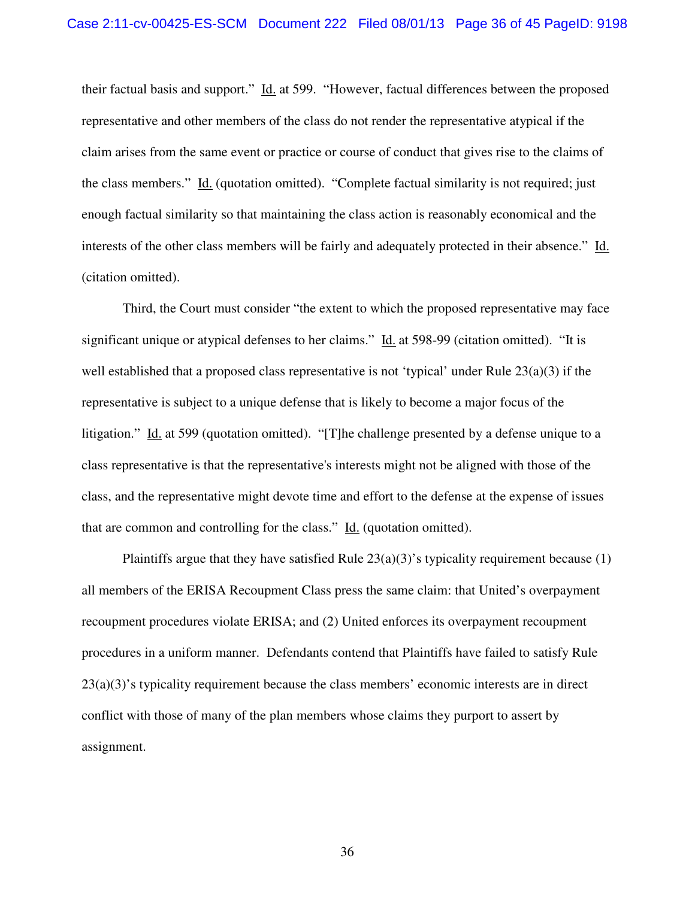their factual basis and support." Id. at 599. "However, factual differences between the proposed representative and other members of the class do not render the representative atypical if the claim arises from the same event or practice or course of conduct that gives rise to the claims of the class members." Id. (quotation omitted). "Complete factual similarity is not required; just enough factual similarity so that maintaining the class action is reasonably economical and the interests of the other class members will be fairly and adequately protected in their absence." Id. (citation omitted).

Third, the Court must consider "the extent to which the proposed representative may face significant unique or atypical defenses to her claims." Id. at 598-99 (citation omitted). "It is well established that a proposed class representative is not 'typical' under Rule 23(a)(3) if the representative is subject to a unique defense that is likely to become a major focus of the litigation." Id. at 599 (quotation omitted). "[T]he challenge presented by a defense unique to a class representative is that the representative's interests might not be aligned with those of the class, and the representative might devote time and effort to the defense at the expense of issues that are common and controlling for the class." Id. (quotation omitted).

Plaintiffs argue that they have satisfied Rule 23(a)(3)'s typicality requirement because (1) all members of the ERISA Recoupment Class press the same claim: that United's overpayment recoupment procedures violate ERISA; and (2) United enforces its overpayment recoupment procedures in a uniform manner. Defendants contend that Plaintiffs have failed to satisfy Rule 23(a)(3)'s typicality requirement because the class members' economic interests are in direct conflict with those of many of the plan members whose claims they purport to assert by assignment.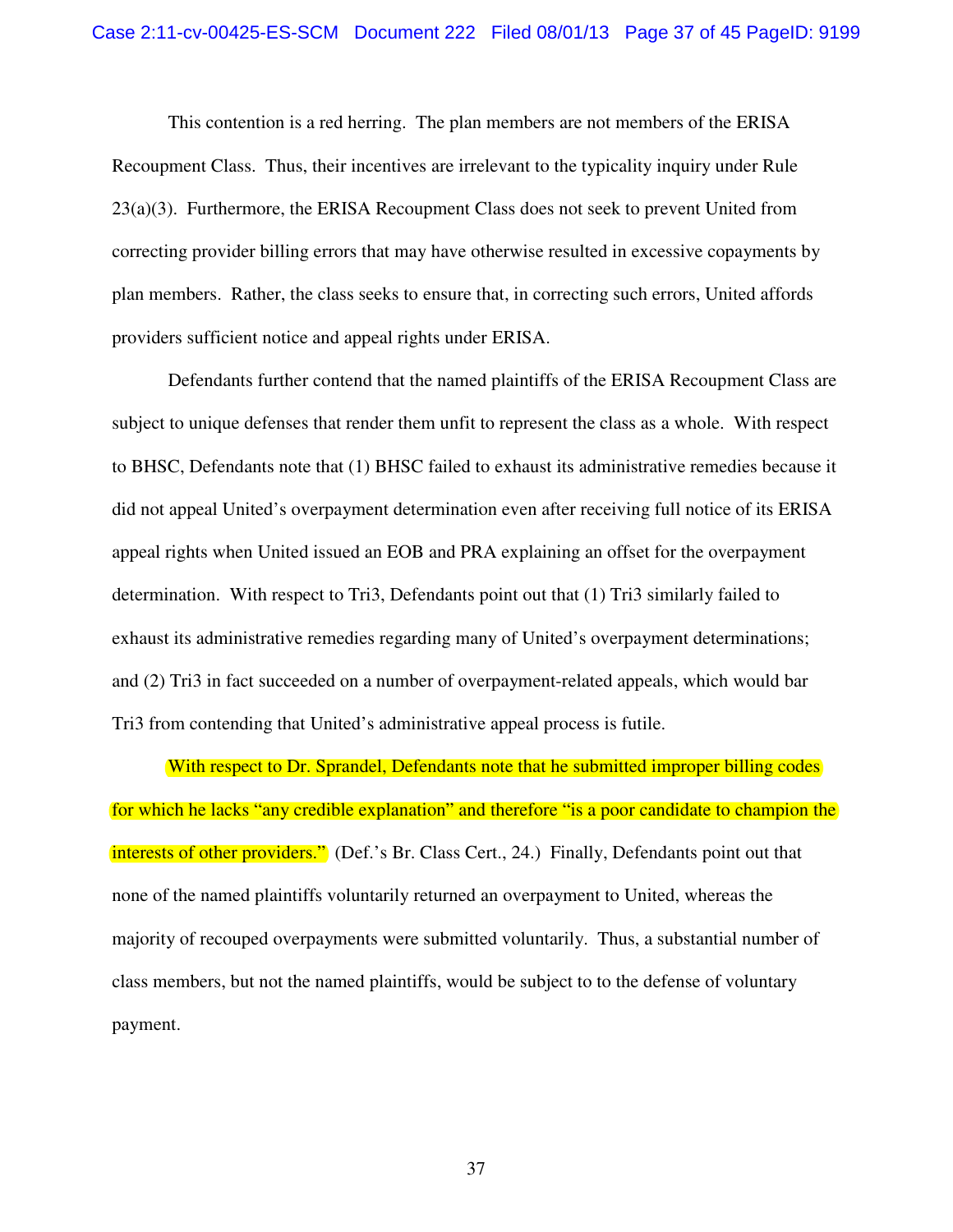This contention is a red herring. The plan members are not members of the ERISA Recoupment Class. Thus, their incentives are irrelevant to the typicality inquiry under Rule 23(a)(3). Furthermore, the ERISA Recoupment Class does not seek to prevent United from correcting provider billing errors that may have otherwise resulted in excessive copayments by plan members. Rather, the class seeks to ensure that, in correcting such errors, United affords providers sufficient notice and appeal rights under ERISA.

Defendants further contend that the named plaintiffs of the ERISA Recoupment Class are subject to unique defenses that render them unfit to represent the class as a whole. With respect to BHSC, Defendants note that (1) BHSC failed to exhaust its administrative remedies because it did not appeal United's overpayment determination even after receiving full notice of its ERISA appeal rights when United issued an EOB and PRA explaining an offset for the overpayment determination. With respect to Tri3, Defendants point out that (1) Tri3 similarly failed to exhaust its administrative remedies regarding many of United's overpayment determinations; and (2) Tri3 in fact succeeded on a number of overpayment-related appeals, which would bar Tri3 from contending that United's administrative appeal process is futile.

With respect to Dr. Sprandel, Defendants note that he submitted improper billing codes for which he lacks "any credible explanation" and therefore "is a poor candidate to champion the interests of other providers." (Def.'s Br. Class Cert., 24.) Finally, Defendants point out that none of the named plaintiffs voluntarily returned an overpayment to United, whereas the majority of recouped overpayments were submitted voluntarily. Thus, a substantial number of class members, but not the named plaintiffs, would be subject to to the defense of voluntary payment.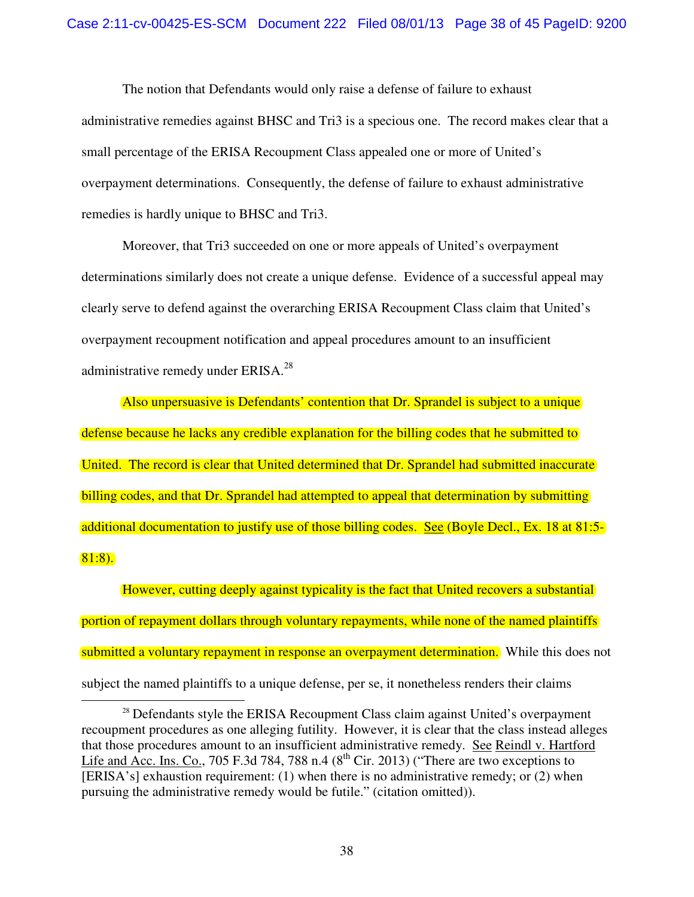The notion that Defendants would only raise a defense of failure to exhaust administrative remedies against BHSC and Tri3 is a specious one. The record makes clear that a small percentage of the ERISA Recoupment Class appealed one or more of United's overpayment determinations. Consequently, the defense of failure to exhaust administrative remedies is hardly unique to BHSC and Tri3.

Moreover, that Tri3 succeeded on one or more appeals of United's overpayment determinations similarly does not create a unique defense. Evidence of a successful appeal may clearly serve to defend against the overarching ERISA Recoupment Class claim that United's overpayment recoupment notification and appeal procedures amount to an insufficient administrative remedy under ERISA.[28]

Also unpersuasive is Defendants' contention that Dr. Sprandel is subject to a unique defense because he lacks any credible explanation for the billing codes that he submitted to United. The record is clear that United determined that Dr. Sprandel had submitted inaccurate billing codes, and that Dr. Sprandel had attempted to appeal that determination by submitting additional documentation to justify use of those billing codes. See (Boyle Decl., Ex. 18 at 81:5-81:8).

However, cutting deeply against typicality is the fact that United recovers a substantial portion of repayment dollars through voluntary repayments, while none of the named plaintiffs submitted a voluntary repayment in response an overpayment determination. While this does not subject the named plaintiffs to a unique defense, per se, it nonetheless renders their claims

---

[28] Defendants style the ERISA Recoupment Class claim against United's overpayment recoupment procedures as one alleging futility. However, it is clear that the class instead alleges that those procedures amount to an insufficient administrative remedy. See Reindl v. Hartford Life and Acc. Ins. Co., 705 F.3d 784, 788 n.4 (8th Cir. 2013) ("There are two exceptions to [ERISA's] exhaustion requirement: (1) when there is no administrative remedy; or (2) when pursuing the administrative remedy would be futile." (citation omitted)).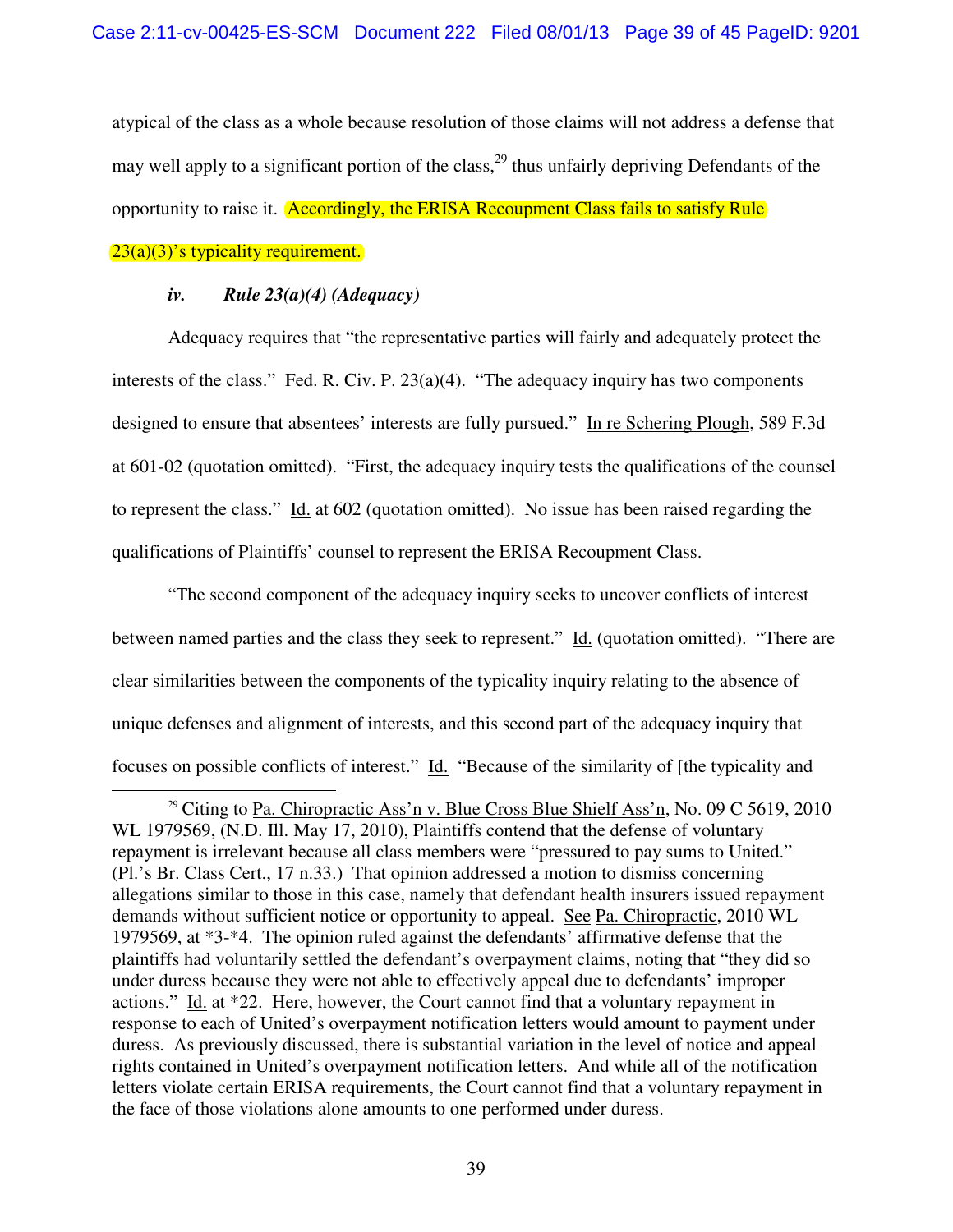atypical of the class as a whole because resolution of those claims will not address a defense that may well apply to a significant portion of the class,[29] thus unfairly depriving Defendants of the opportunity to raise it. Accordingly, the ERISA Recoupment Class fails to satisfy Rule 23(a)(3)'s typicality requirement.

***iv. Rule 23(a)(4) (Adequacy)***

Adequacy requires that "the representative parties will fairly and adequately protect the interests of the class." Fed. R. Civ. P. 23(a)(4). "The adequacy inquiry has two components designed to ensure that absentees' interests are fully pursued." In re Schering Plough, 589 F.3d at 601-02 (quotation omitted). "First, the adequacy inquiry tests the qualifications of the counsel to represent the class." Id. at 602 (quotation omitted). No issue has been raised regarding the qualifications of Plaintiffs' counsel to represent the ERISA Recoupment Class.

"The second component of the adequacy inquiry seeks to uncover conflicts of interest between named parties and the class they seek to represent." Id. (quotation omitted). "There are clear similarities between the components of the typicality inquiry relating to the absence of unique defenses and alignment of interests, and this second part of the adequacy inquiry that focuses on possible conflicts of interest." Id. "Because of the similarity of [the typicality and

---

[29] Citing to Pa. Chiropractic Ass'n v. Blue Cross Blue Shielf Ass'n, No. 09 C 5619, 2010 WL 1979569, (N.D. Ill. May 17, 2010), Plaintiffs contend that the defense of voluntary repayment is irrelevant because all class members were "pressured to pay sums to United." (Pl.'s Br. Class Cert., 17 n.33.) That opinion addressed a motion to dismiss concerning allegations similar to those in this case, namely that defendant health insurers issued repayment demands without sufficient notice or opportunity to appeal. See Pa. Chiropractic, 2010 WL 1979569, at *3-*4. The opinion ruled against the defendants' affirmative defense that the plaintiffs had voluntarily settled the defendant's overpayment claims, noting that "they did so under duress because they were not able to effectively appeal due to defendants' improper actions." Id. at *22. Here, however, the Court cannot find that a voluntary repayment in response to each of United's overpayment notification letters would amount to payment under duress. As previously discussed, there is substantial variation in the level of notice and appeal rights contained in United's overpayment notification letters. And while all of the notification letters violate certain ERISA requirements, the Court cannot find that a voluntary repayment in the face of those violations alone amounts to one performed under duress.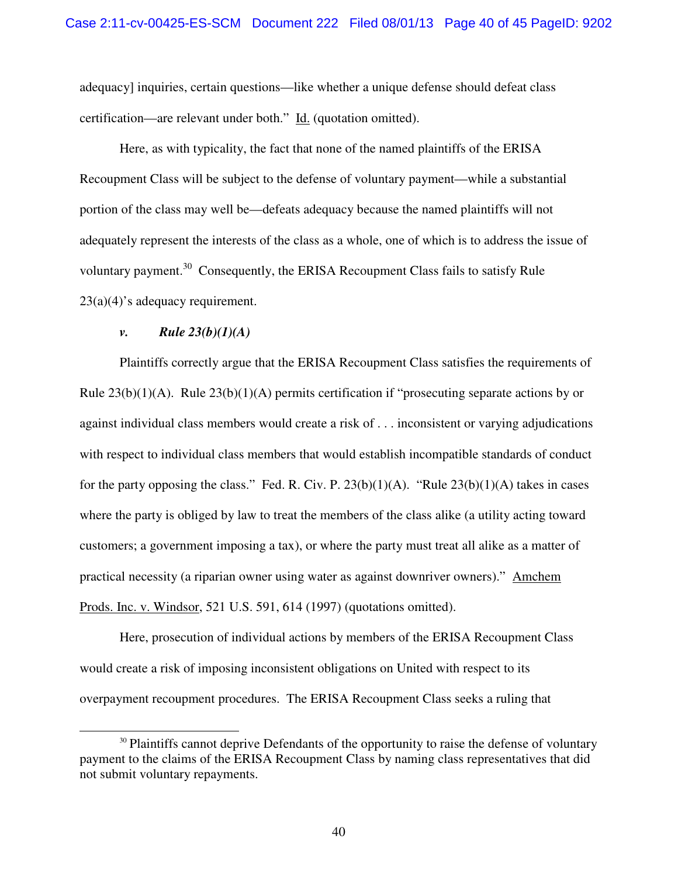adequacy] inquiries, certain questions—like whether a unique defense should defeat class certification—are relevant under both." Id. (quotation omitted).

Here, as with typicality, the fact that none of the named plaintiffs of the ERISA Recoupment Class will be subject to the defense of voluntary payment—while a substantial portion of the class may well be—defeats adequacy because the named plaintiffs will not adequately represent the interests of the class as a whole, one of which is to address the issue of voluntary payment.[30] Consequently, the ERISA Recoupment Class fails to satisfy Rule 23(a)(4)'s adequacy requirement.

***v. Rule 23(b)(1)(A)***

Plaintiffs correctly argue that the ERISA Recoupment Class satisfies the requirements of Rule 23(b)(1)(A). Rule 23(b)(1)(A) permits certification if "prosecuting separate actions by or against individual class members would create a risk of . . . inconsistent or varying adjudications with respect to individual class members that would establish incompatible standards of conduct for the party opposing the class." Fed. R. Civ. P. 23(b)(1)(A). "Rule 23(b)(1)(A) takes in cases where the party is obliged by law to treat the members of the class alike (a utility acting toward customers; a government imposing a tax), or where the party must treat all alike as a matter of practical necessity (a riparian owner using water as against downriver owners)." Amchem Prods. Inc. v. Windsor, 521 U.S. 591, 614 (1997) (quotations omitted).

Here, prosecution of individual actions by members of the ERISA Recoupment Class would create a risk of imposing inconsistent obligations on United with respect to its overpayment recoupment procedures. The ERISA Recoupment Class seeks a ruling that

[30] Plaintiffs cannot deprive Defendants of the opportunity to raise the defense of voluntary payment to the claims of the ERISA Recoupment Class by naming class representatives that did not submit voluntary repayments.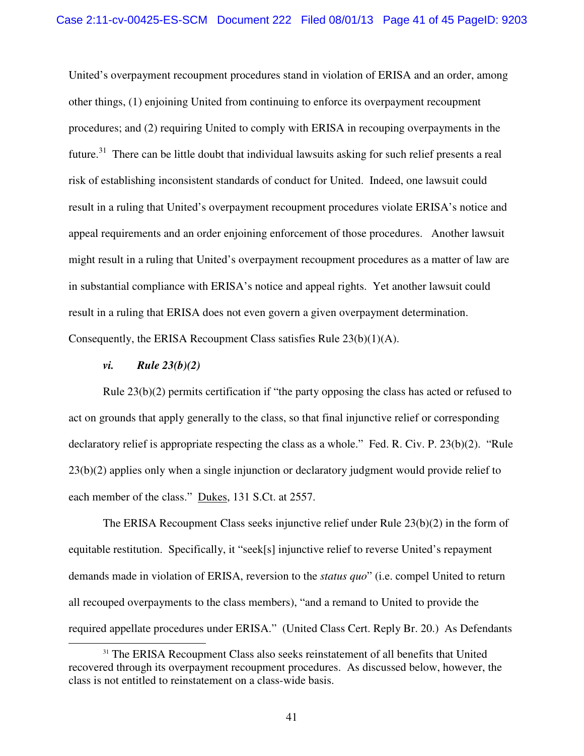United's overpayment recoupment procedures stand in violation of ERISA and an order, among other things, (1) enjoining United from continuing to enforce its overpayment recoupment procedures; and (2) requiring United to comply with ERISA in recouping overpayments in the future.[31] There can be little doubt that individual lawsuits asking for such relief presents a real risk of establishing inconsistent standards of conduct for United. Indeed, one lawsuit could result in a ruling that United's overpayment recoupment procedures violate ERISA's notice and appeal requirements and an order enjoining enforcement of those procedures. Another lawsuit might result in a ruling that United's overpayment recoupment procedures as a matter of law are in substantial compliance with ERISA's notice and appeal rights. Yet another lawsuit could result in a ruling that ERISA does not even govern a given overpayment determination. Consequently, the ERISA Recoupment Class satisfies Rule 23(b)(1)(A).

***vi. Rule 23(b)(2)***

Rule 23(b)(2) permits certification if "the party opposing the class has acted or refused to act on grounds that apply generally to the class, so that final injunctive relief or corresponding declaratory relief is appropriate respecting the class as a whole." Fed. R. Civ. P. 23(b)(2). "Rule 23(b)(2) applies only when a single injunction or declaratory judgment would provide relief to each member of the class." Dukes, 131 S.Ct. at 2557.

The ERISA Recoupment Class seeks injunctive relief under Rule 23(b)(2) in the form of equitable restitution. Specifically, it "seek[s] injunctive relief to reverse United's repayment demands made in violation of ERISA, reversion to the *status quo*" (i.e. compel United to return all recouped overpayments to the class members), "and a remand to United to provide the required appellate procedures under ERISA." (United Class Cert. Reply Br. 20.) As Defendants

[31] The ERISA Recoupment Class also seeks reinstatement of all benefits that United recovered through its overpayment recoupment procedures. As discussed below, however, the class is not entitled to reinstatement on a class-wide basis.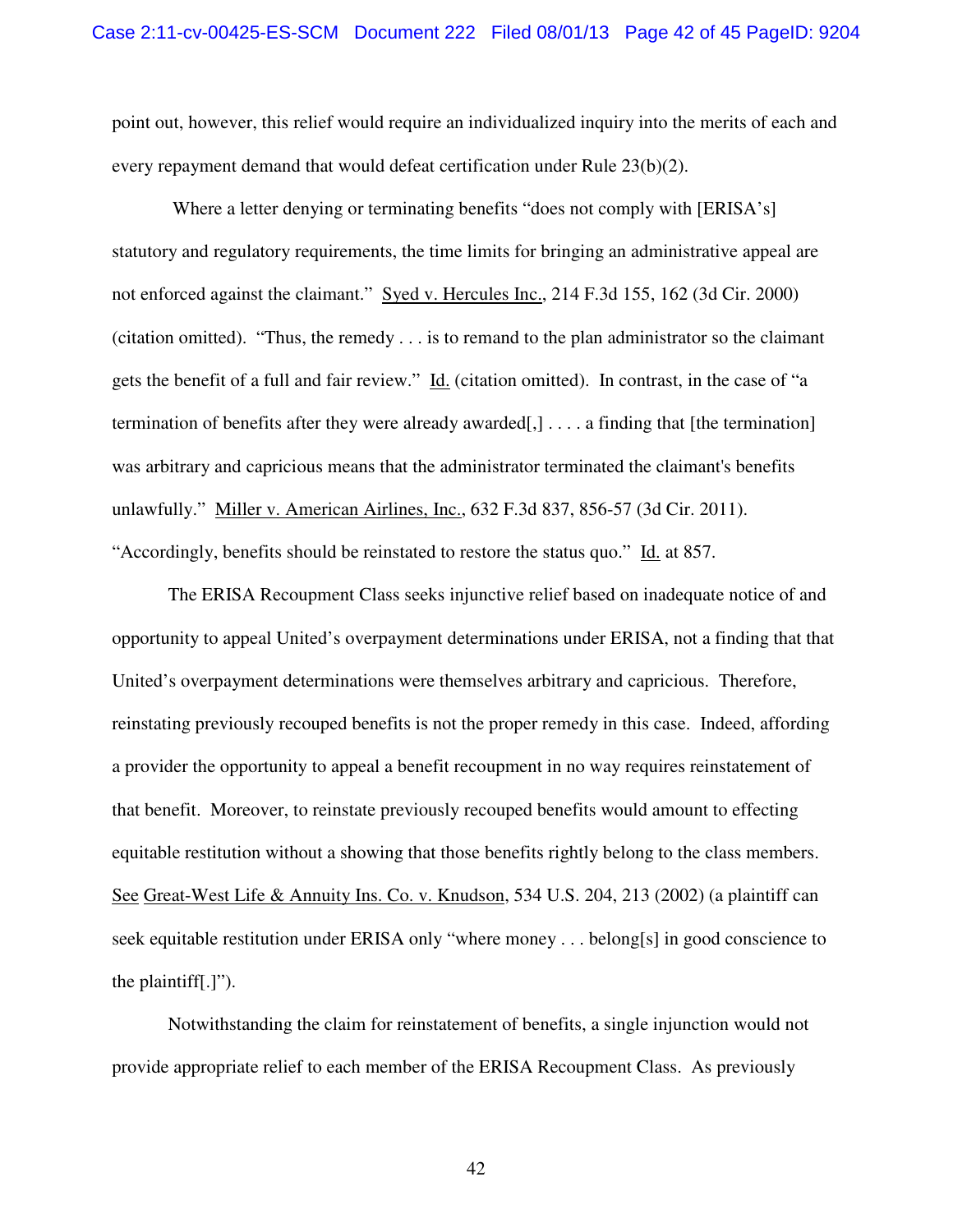point out, however, this relief would require an individualized inquiry into the merits of each and every repayment demand that would defeat certification under Rule 23(b)(2).

Where a letter denying or terminating benefits "does not comply with [ERISA's] statutory and regulatory requirements, the time limits for bringing an administrative appeal are not enforced against the claimant." Syed v. Hercules Inc., 214 F.3d 155, 162 (3d Cir. 2000) (citation omitted). "Thus, the remedy . . . is to remand to the plan administrator so the claimant gets the benefit of a full and fair review." Id. (citation omitted). In contrast, in the case of "a termination of benefits after they were already awarded[,] . . . . a finding that [the termination] was arbitrary and capricious means that the administrator terminated the claimant's benefits unlawfully." Miller v. American Airlines, Inc., 632 F.3d 837, 856-57 (3d Cir. 2011). "Accordingly, benefits should be reinstated to restore the status quo." Id. at 857.

The ERISA Recoupment Class seeks injunctive relief based on inadequate notice of and opportunity to appeal United's overpayment determinations under ERISA, not a finding that that United's overpayment determinations were themselves arbitrary and capricious. Therefore, reinstating previously recouped benefits is not the proper remedy in this case. Indeed, affording a provider the opportunity to appeal a benefit recoupment in no way requires reinstatement of that benefit. Moreover, to reinstate previously recouped benefits would amount to effecting equitable restitution without a showing that those benefits rightly belong to the class members. See Great-West Life & Annuity Ins. Co. v. Knudson, 534 U.S. 204, 213 (2002) (a plaintiff can seek equitable restitution under ERISA only "where money . . . belong[s] in good conscience to the plaintiff[.]").

Notwithstanding the claim for reinstatement of benefits, a single injunction would not provide appropriate relief to each member of the ERISA Recoupment Class. As previously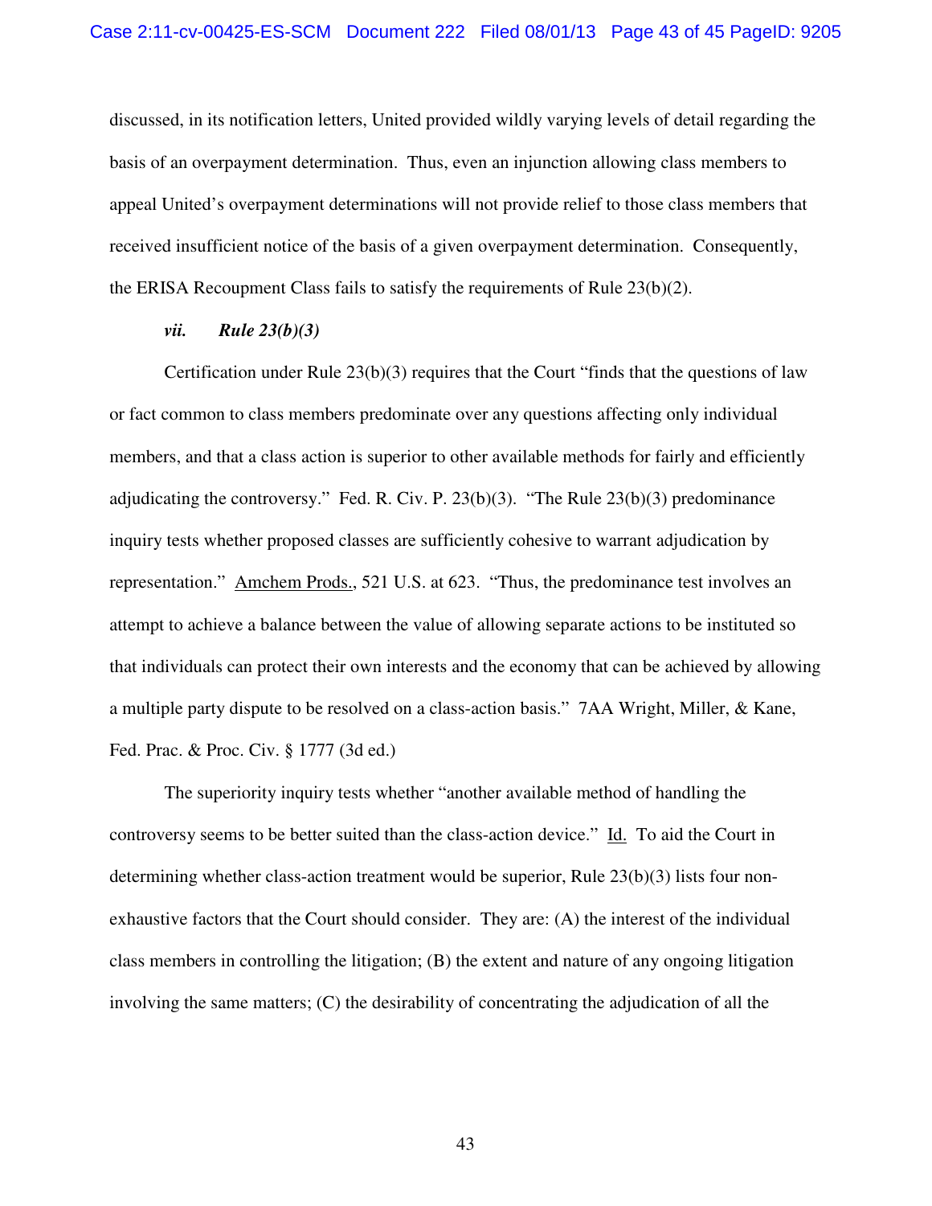discussed, in its notification letters, United provided wildly varying levels of detail regarding the basis of an overpayment determination. Thus, even an injunction allowing class members to appeal United's overpayment determinations will not provide relief to those class members that received insufficient notice of the basis of a given overpayment determination. Consequently, the ERISA Recoupment Class fails to satisfy the requirements of Rule 23(b)(2).

***vii. Rule 23(b)(3)***

Certification under Rule 23(b)(3) requires that the Court "finds that the questions of law or fact common to class members predominate over any questions affecting only individual members, and that a class action is superior to other available methods for fairly and efficiently adjudicating the controversy." Fed. R. Civ. P. 23(b)(3). "The Rule 23(b)(3) predominance inquiry tests whether proposed classes are sufficiently cohesive to warrant adjudication by representation." Amchem Prods., 521 U.S. at 623. "Thus, the predominance test involves an attempt to achieve a balance between the value of allowing separate actions to be instituted so that individuals can protect their own interests and the economy that can be achieved by allowing a multiple party dispute to be resolved on a class-action basis." 7AA Wright, Miller, & Kane, Fed. Prac. & Proc. Civ. § 1777 (3d ed.)

The superiority inquiry tests whether "another available method of handling the controversy seems to be better suited than the class-action device." Id. To aid the Court in determining whether class-action treatment would be superior, Rule 23(b)(3) lists four non-exhaustive factors that the Court should consider. They are: (A) the interest of the individual class members in controlling the litigation; (B) the extent and nature of any ongoing litigation involving the same matters; (C) the desirability of concentrating the adjudication of all the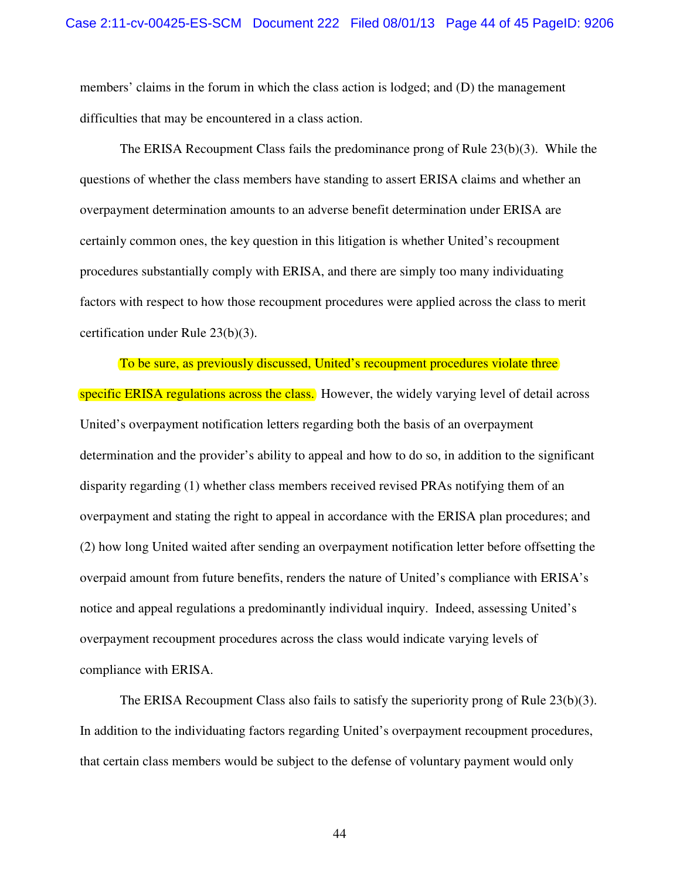members' claims in the forum in which the class action is lodged; and (D) the management difficulties that may be encountered in a class action.

The ERISA Recoupment Class fails the predominance prong of Rule 23(b)(3). While the questions of whether the class members have standing to assert ERISA claims and whether an overpayment determination amounts to an adverse benefit determination under ERISA are certainly common ones, the key question in this litigation is whether United's recoupment procedures substantially comply with ERISA, and there are simply too many individuating factors with respect to how those recoupment procedures were applied across the class to merit certification under Rule 23(b)(3).

To be sure, as previously discussed, United's recoupment procedures violate three specific ERISA regulations across the class. However, the widely varying level of detail across United's overpayment notification letters regarding both the basis of an overpayment determination and the provider's ability to appeal and how to do so, in addition to the significant disparity regarding (1) whether class members received revised PRAs notifying them of an overpayment and stating the right to appeal in accordance with the ERISA plan procedures; and (2) how long United waited after sending an overpayment notification letter before offsetting the overpaid amount from future benefits, renders the nature of United's compliance with ERISA's notice and appeal regulations a predominantly individual inquiry. Indeed, assessing United's overpayment recoupment procedures across the class would indicate varying levels of compliance with ERISA.

The ERISA Recoupment Class also fails to satisfy the superiority prong of Rule 23(b)(3). In addition to the individuating factors regarding United's overpayment recoupment procedures, that certain class members would be subject to the defense of voluntary payment would only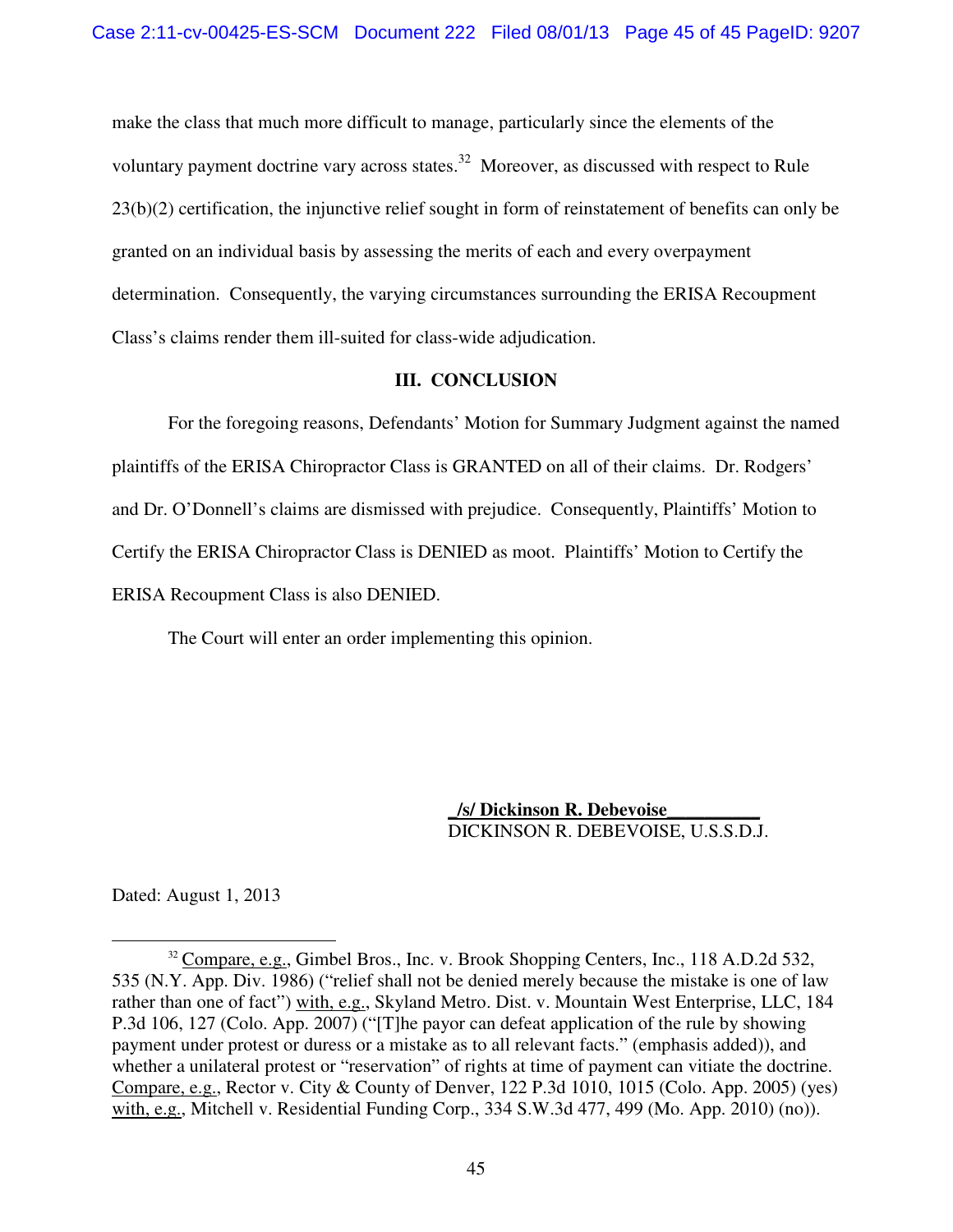make the class that much more difficult to manage, particularly since the elements of the voluntary payment doctrine vary across states.[32] Moreover, as discussed with respect to Rule 23(b)(2) certification, the injunctive relief sought in form of reinstatement of benefits can only be granted on an individual basis by assessing the merits of each and every overpayment determination. Consequently, the varying circumstances surrounding the ERISA Recoupment Class's claims render them ill-suited for class-wide adjudication.

## III. CONCLUSION

For the foregoing reasons, Defendants' Motion for Summary Judgment against the named plaintiffs of the ERISA Chiropractor Class is GRANTED on all of their claims. Dr. Rodgers' and Dr. O'Donnell's claims are dismissed with prejudice. Consequently, Plaintiffs' Motion to Certify the ERISA Chiropractor Class is DENIED as moot. Plaintiffs' Motion to Certify the ERISA Recoupment Class is also DENIED.

The Court will enter an order implementing this opinion.

**/s/ Dickinson R. Debevoise**
DICKINSON R. DEBEVOISE, U.S.S.D.J.

Dated: August 1, 2013

---

[32] Compare, e.g., Gimbel Bros., Inc. v. Brook Shopping Centers, Inc., 118 A.D.2d 532, 535 (N.Y. App. Div. 1986) ("relief shall not be denied merely because the mistake is one of law rather than one of fact") with, e.g., Skyland Metro. Dist. v. Mountain West Enterprise, LLC, 184 P.3d 106, 127 (Colo. App. 2007) ("[T]he payor can defeat application of the rule by showing payment under protest or duress or a mistake as to all relevant facts." (emphasis added)), and whether a unilateral protest or "reservation" of rights at time of payment can vitiate the doctrine. Compare, e.g., Rector v. City & County of Denver, 122 P.3d 1010, 1015 (Colo. App. 2005) (yes) with, e.g., Mitchell v. Residential Funding Corp., 334 S.W.3d 477, 499 (Mo. App. 2010) (no)).